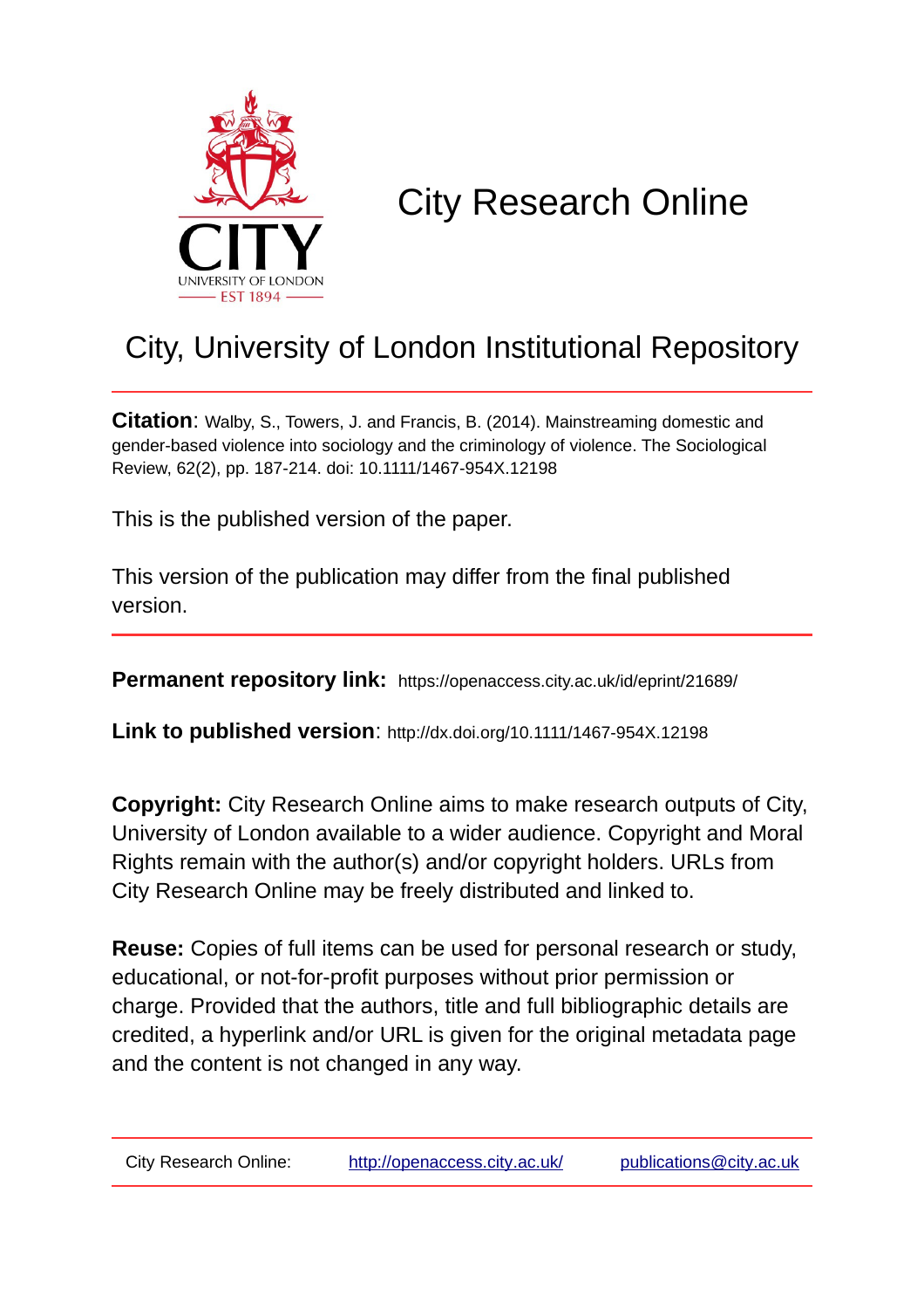CITY
UNIVERSITY OF LONDON
EST 1894

# City Research Online

## City, University of London Institutional Repository

**Citation**: Walby, S., Towers, J. and Francis, B. (2014). Mainstreaming domestic and gender-based violence into sociology and the criminology of violence. The Sociological Review, 62(2), pp. 187-214. doi: 10.1111/1467-954X.12198

This is the published version of the paper.

This version of the publication may differ from the final published version.

**Permanent repository link:** https://openaccess.city.ac.uk/id/eprint/21689/

**Link to published version**: http://dx.doi.org/10.1111/1467-954X.12198

**Copyright:** City Research Online aims to make research outputs of City, University of London available to a wider audience. Copyright and Moral Rights remain with the author(s) and/or copyright holders. URLs from City Research Online may be freely distributed and linked to.

**Reuse:** Copies of full items can be used for personal research or study, educational, or not-for-profit purposes without prior permission or charge. Provided that the authors, title and full bibliographic details are credited, a hyperlink and/or URL is given for the original metadata page and the content is not changed in any way.

City Research Online: http://openaccess.city.ac.uk/ publications@city.ac.uk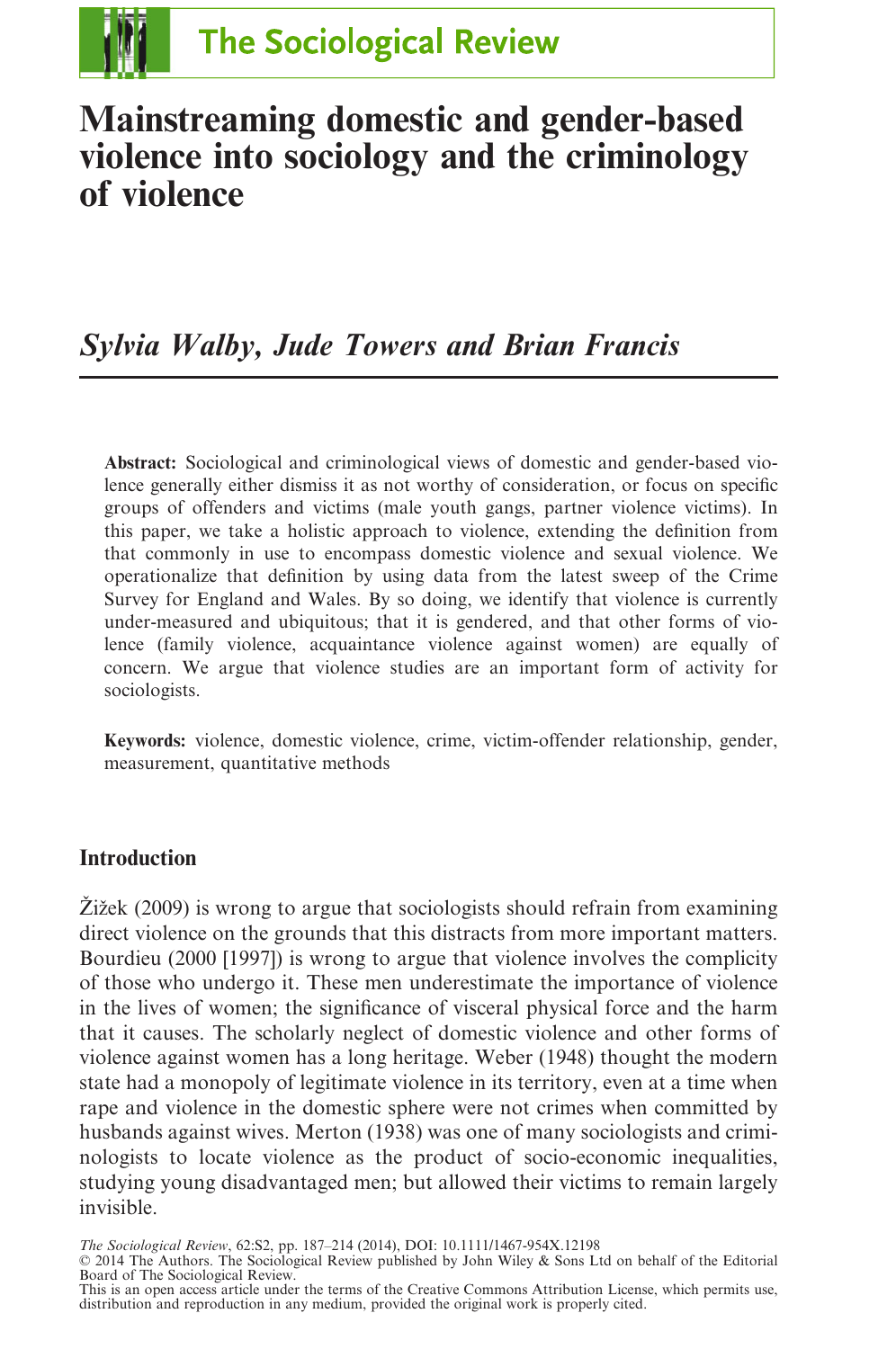# Mainstreaming domestic and gender-based violence into sociology and the criminology of violence

*Sylvia Walby, Jude Towers and Brian Francis*

**Abstract:** Sociological and criminological views of domestic and gender-based violence generally either dismiss it as not worthy of consideration, or focus on specific groups of offenders and victims (male youth gangs, partner violence victims). In this paper, we take a holistic approach to violence, extending the definition from that commonly in use to encompass domestic violence and sexual violence. We operationalize that definition by using data from the latest sweep of the Crime Survey for England and Wales. By so doing, we identify that violence is currently under-measured and ubiquitous; that it is gendered, and that other forms of violence (family violence, acquaintance violence against women) are equally of concern. We argue that violence studies are an important form of activity for sociologists.

**Keywords:** violence, domestic violence, crime, victim-offender relationship, gender, measurement, quantitative methods

## Introduction

Žižek (2009) is wrong to argue that sociologists should refrain from examining direct violence on the grounds that this distracts from more important matters. Bourdieu (2000 [1997]) is wrong to argue that violence involves the complicity of those who undergo it. These men underestimate the importance of violence in the lives of women; the significance of visceral physical force and the harm that it causes. The scholarly neglect of domestic violence and other forms of violence against women has a long heritage. Weber (1948) thought the modern state had a monopoly of legitimate violence in its territory, even at a time when rape and violence in the domestic sphere were not crimes when committed by husbands against wives. Merton (1938) was one of many sociologists and criminologists to locate violence as the product of socio-economic inequalities, studying young disadvantaged men; but allowed their victims to remain largely invisible.

*The Sociological Review*, 62:S2, pp. 187–214 (2014), DOI: 10.1111/1467-954X.12198
© 2014 The Authors. The Sociological Review published by John Wiley & Sons Ltd on behalf of the Editorial Board of The Sociological Review.
This is an open access article under the terms of the Creative Commons Attribution License, which permits use, distribution and reproduction in any medium, provided the original work is properly cited.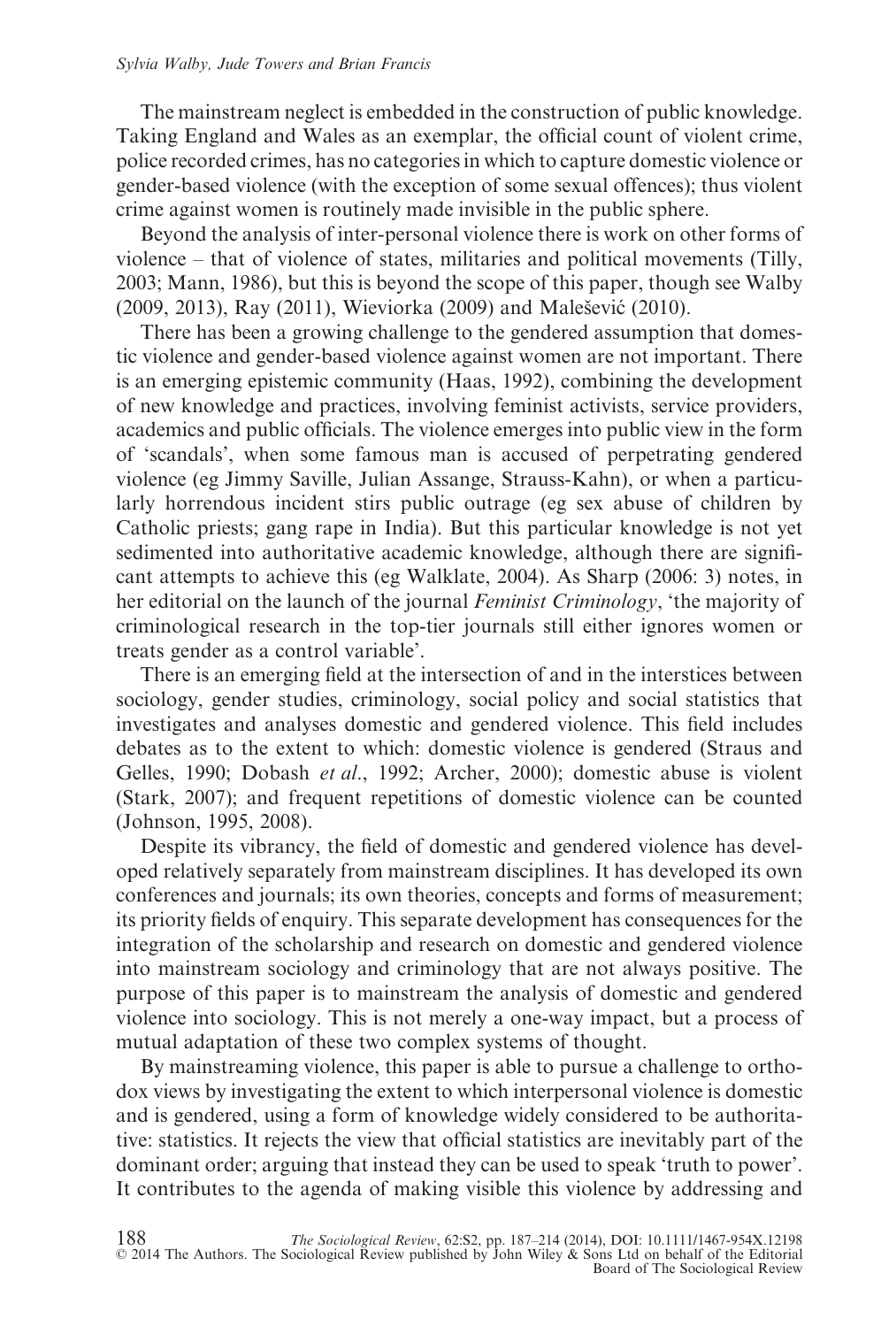The mainstream neglect is embedded in the construction of public knowledge. Taking England and Wales as an exemplar, the official count of violent crime, police recorded crimes, has no categories in which to capture domestic violence or gender-based violence (with the exception of some sexual offences); thus violent crime against women is routinely made invisible in the public sphere.

Beyond the analysis of inter-personal violence there is work on other forms of violence – that of violence of states, militaries and political movements (Tilly, 2003; Mann, 1986), but this is beyond the scope of this paper, though see Walby (2009, 2013), Ray (2011), Wieviorka (2009) and Malešević (2010).

There has been a growing challenge to the gendered assumption that domestic violence and gender-based violence against women are not important. There is an emerging epistemic community (Haas, 1992), combining the development of new knowledge and practices, involving feminist activists, service providers, academics and public officials. The violence emerges into public view in the form of 'scandals', when some famous man is accused of perpetrating gendered violence (eg Jimmy Saville, Julian Assange, Strauss-Kahn), or when a particularly horrendous incident stirs public outrage (eg sex abuse of children by Catholic priests; gang rape in India). But this particular knowledge is not yet sedimented into authoritative academic knowledge, although there are significant attempts to achieve this (eg Walklate, 2004). As Sharp (2006: 3) notes, in her editorial on the launch of the journal *Feminist Criminology*, 'the majority of criminological research in the top-tier journals still either ignores women or treats gender as a control variable'.

There is an emerging field at the intersection of and in the interstices between sociology, gender studies, criminology, social policy and social statistics that investigates and analyses domestic and gendered violence. This field includes debates as to the extent to which: domestic violence is gendered (Straus and Gelles, 1990; Dobash *et al*., 1992; Archer, 2000); domestic abuse is violent (Stark, 2007); and frequent repetitions of domestic violence can be counted (Johnson, 1995, 2008).

Despite its vibrancy, the field of domestic and gendered violence has developed relatively separately from mainstream disciplines. It has developed its own conferences and journals; its own theories, concepts and forms of measurement; its priority fields of enquiry. This separate development has consequences for the integration of the scholarship and research on domestic and gendered violence into mainstream sociology and criminology that are not always positive. The purpose of this paper is to mainstream the analysis of domestic and gendered violence into sociology. This is not merely a one-way impact, but a process of mutual adaptation of these two complex systems of thought.

By mainstreaming violence, this paper is able to pursue a challenge to orthodox views by investigating the extent to which interpersonal violence is domestic and is gendered, using a form of knowledge widely considered to be authoritative: statistics. It rejects the view that official statistics are inevitably part of the dominant order; arguing that instead they can be used to speak 'truth to power'. It contributes to the agenda of making visible this violence by addressing and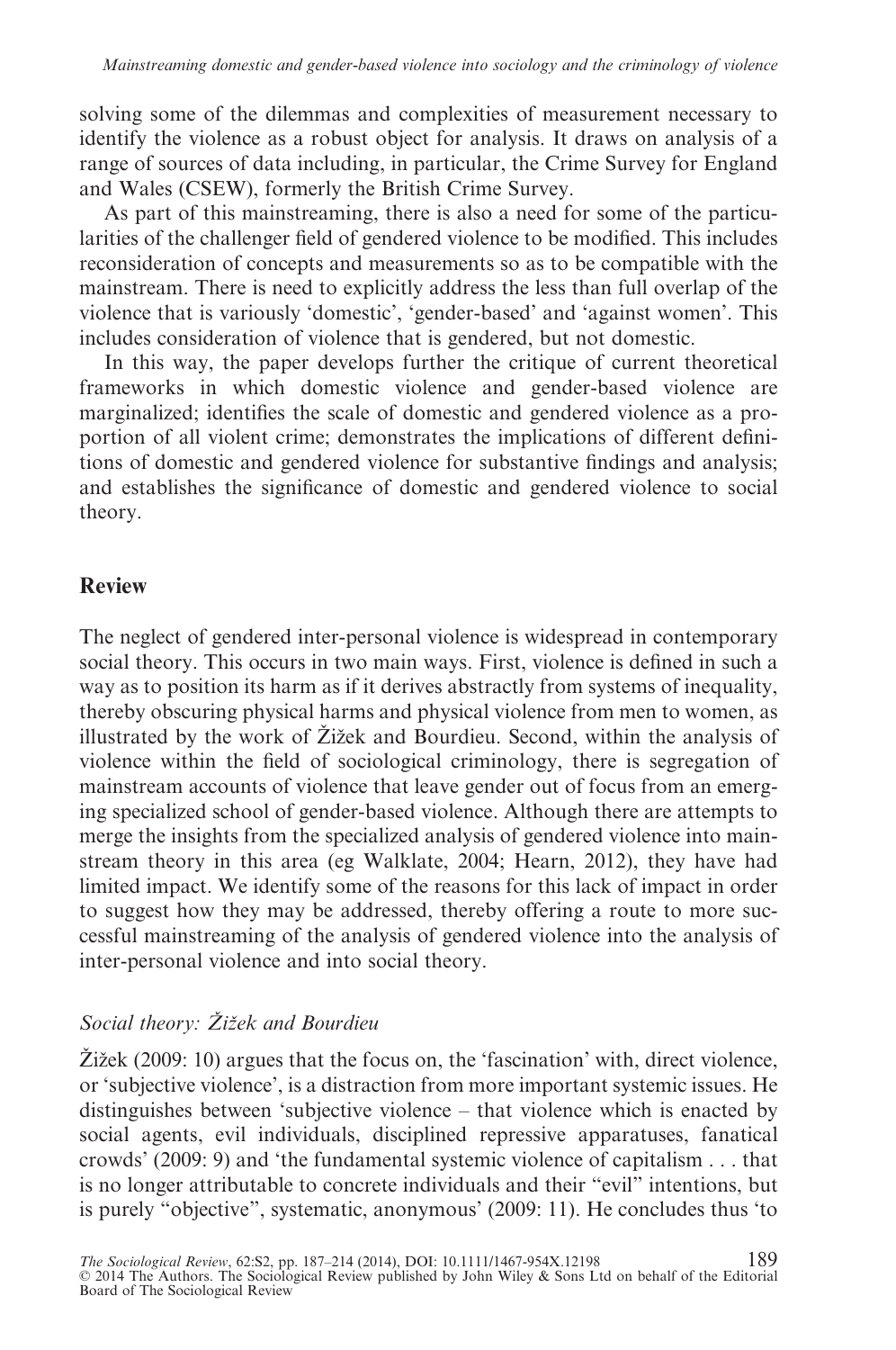solving some of the dilemmas and complexities of measurement necessary to identify the violence as a robust object for analysis. It draws on analysis of a range of sources of data including, in particular, the Crime Survey for England and Wales (CSEW), formerly the British Crime Survey.

As part of this mainstreaming, there is also a need for some of the particularities of the challenger field of gendered violence to be modified. This includes reconsideration of concepts and measurements so as to be compatible with the mainstream. There is need to explicitly address the less than full overlap of the violence that is variously 'domestic', 'gender-based' and 'against women'. This includes consideration of violence that is gendered, but not domestic.

In this way, the paper develops further the critique of current theoretical frameworks in which domestic violence and gender-based violence are marginalized; identifies the scale of domestic and gendered violence as a proportion of all violent crime; demonstrates the implications of different definitions of domestic and gendered violence for substantive findings and analysis; and establishes the significance of domestic and gendered violence to social theory.

## Review

The neglect of gendered inter-personal violence is widespread in contemporary social theory. This occurs in two main ways. First, violence is defined in such a way as to position its harm as if it derives abstractly from systems of inequality, thereby obscuring physical harms and physical violence from men to women, as illustrated by the work of Žižek and Bourdieu. Second, within the analysis of violence within the field of sociological criminology, there is segregation of mainstream accounts of violence that leave gender out of focus from an emerging specialized school of gender-based violence. Although there are attempts to merge the insights from the specialized analysis of gendered violence into mainstream theory in this area (eg Walklate, 2004; Hearn, 2012), they have had limited impact. We identify some of the reasons for this lack of impact in order to suggest how they may be addressed, thereby offering a route to more successful mainstreaming of the analysis of gendered violence into the analysis of inter-personal violence and into social theory.

### *Social theory: Žižek and Bourdieu*

Žižek (2009: 10) argues that the focus on, the 'fascination' with, direct violence, or 'subjective violence', is a distraction from more important systemic issues. He distinguishes between 'subjective violence – that violence which is enacted by social agents, evil individuals, disciplined repressive apparatuses, fanatical crowds' (2009: 9) and 'the fundamental systemic violence of capitalism . . . that is no longer attributable to concrete individuals and their "evil" intentions, but is purely "objective", systematic, anonymous' (2009: 11). He concludes thus 'to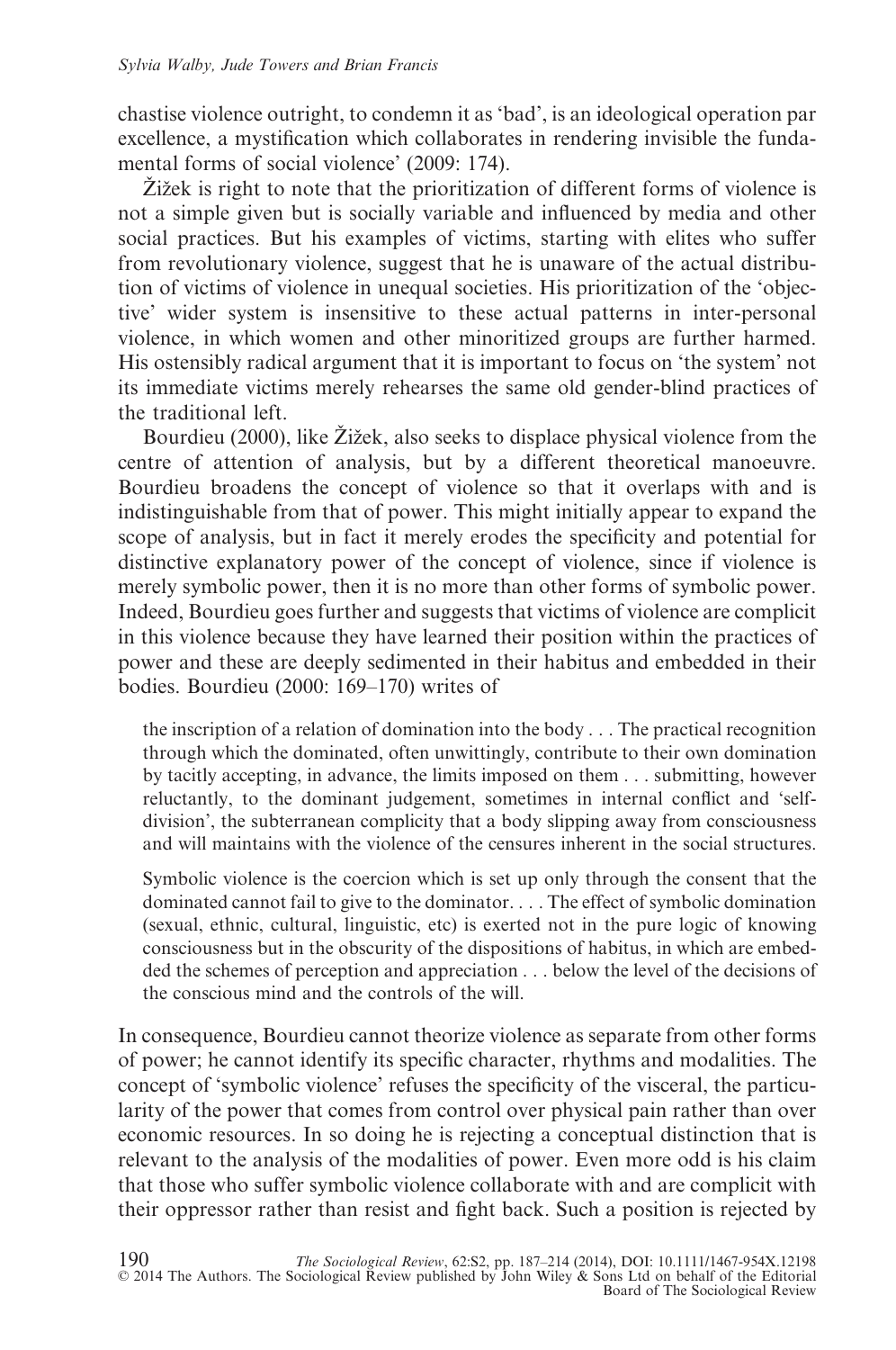chastise violence outright, to condemn it as 'bad', is an ideological operation par excellence, a mystification which collaborates in rendering invisible the fundamental forms of social violence' (2009: 174).

Žižek is right to note that the prioritization of different forms of violence is not a simple given but is socially variable and influenced by media and other social practices. But his examples of victims, starting with elites who suffer from revolutionary violence, suggest that he is unaware of the actual distribution of victims of violence in unequal societies. His prioritization of the 'objective' wider system is insensitive to these actual patterns in inter-personal violence, in which women and other minoritized groups are further harmed. His ostensibly radical argument that it is important to focus on 'the system' not its immediate victims merely rehearses the same old gender-blind practices of the traditional left.

Bourdieu (2000), like Žižek, also seeks to displace physical violence from the centre of attention of analysis, but by a different theoretical manoeuvre. Bourdieu broadens the concept of violence so that it overlaps with and is indistinguishable from that of power. This might initially appear to expand the scope of analysis, but in fact it merely erodes the specificity and potential for distinctive explanatory power of the concept of violence, since if violence is merely symbolic power, then it is no more than other forms of symbolic power. Indeed, Bourdieu goes further and suggests that victims of violence are complicit in this violence because they have learned their position within the practices of power and these are deeply sedimented in their habitus and embedded in their bodies. Bourdieu (2000: 169–170) writes of

> the inscription of a relation of domination into the body . . . The practical recognition through which the dominated, often unwittingly, contribute to their own domination by tacitly accepting, in advance, the limits imposed on them . . . submitting, however reluctantly, to the dominant judgement, sometimes in internal conflict and 'self-division', the subterranean complicity that a body slipping away from consciousness and will maintains with the violence of the censures inherent in the social structures.
>
> Symbolic violence is the coercion which is set up only through the consent that the dominated cannot fail to give to the dominator. . . . The effect of symbolic domination (sexual, ethnic, cultural, linguistic, etc) is exerted not in the pure logic of knowing consciousness but in the obscurity of the dispositions of habitus, in which are embedded the schemes of perception and appreciation . . . below the level of the decisions of the conscious mind and the controls of the will.

In consequence, Bourdieu cannot theorize violence as separate from other forms of power; he cannot identify its specific character, rhythms and modalities. The concept of 'symbolic violence' refuses the specificity of the visceral, the particularity of the power that comes from control over physical pain rather than over economic resources. In so doing he is rejecting a conceptual distinction that is relevant to the analysis of the modalities of power. Even more odd is his claim that those who suffer symbolic violence collaborate with and are complicit with their oppressor rather than resist and fight back. Such a position is rejected by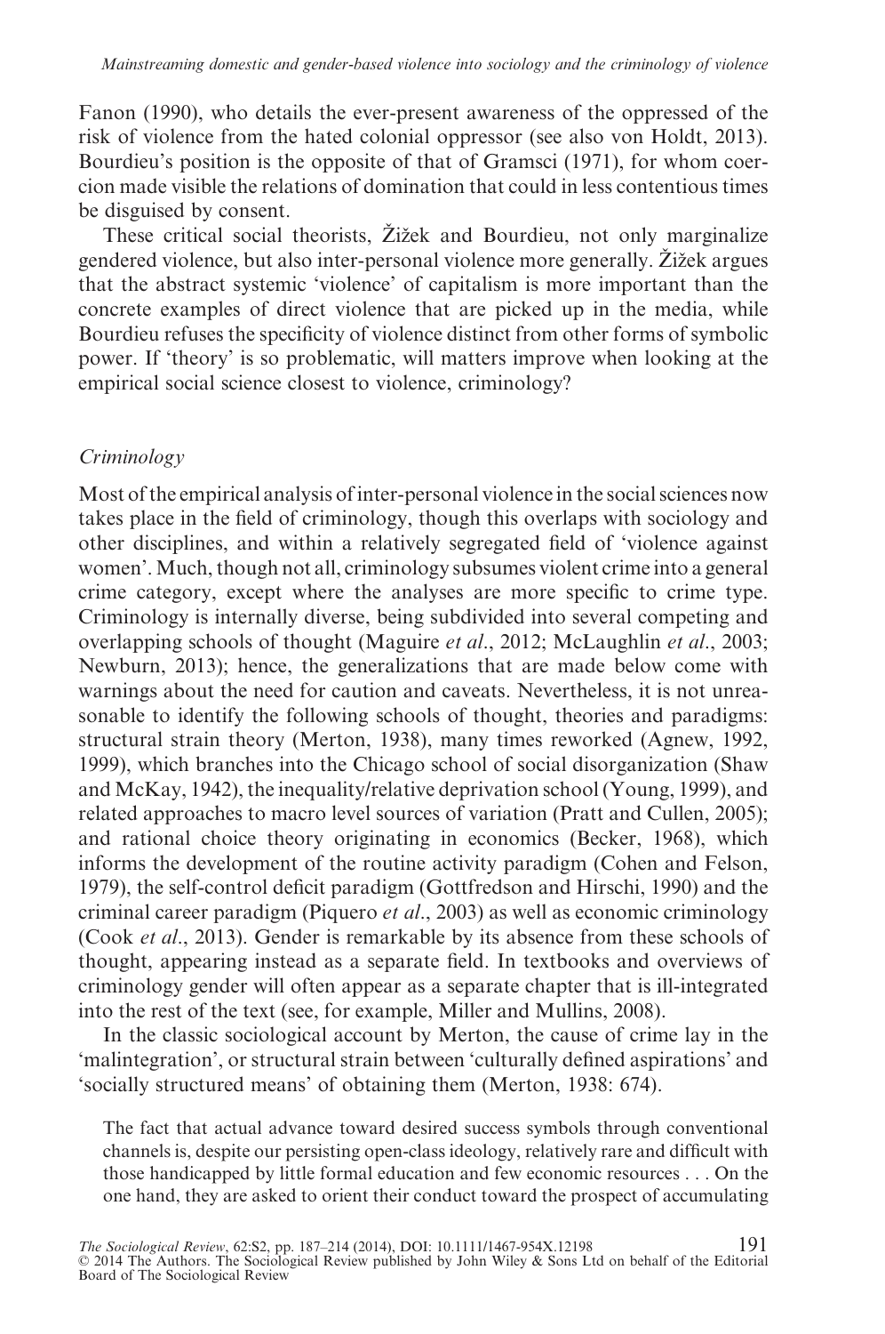Fanon (1990), who details the ever-present awareness of the oppressed of the risk of violence from the hated colonial oppressor (see also von Holdt, 2013). Bourdieu's position is the opposite of that of Gramsci (1971), for whom coercion made visible the relations of domination that could in less contentious times be disguised by consent.

These critical social theorists, Žižek and Bourdieu, not only marginalize gendered violence, but also inter-personal violence more generally. Žižek argues that the abstract systemic 'violence' of capitalism is more important than the concrete examples of direct violence that are picked up in the media, while Bourdieu refuses the specificity of violence distinct from other forms of symbolic power. If 'theory' is so problematic, will matters improve when looking at the empirical social science closest to violence, criminology?

### *Criminology*

Most of the empirical analysis of inter-personal violence in the social sciences now takes place in the field of criminology, though this overlaps with sociology and other disciplines, and within a relatively segregated field of 'violence against women'. Much, though not all, criminology subsumes violent crime into a general crime category, except where the analyses are more specific to crime type. Criminology is internally diverse, being subdivided into several competing and overlapping schools of thought (Maguire *et al*., 2012; McLaughlin *et al*., 2003; Newburn, 2013); hence, the generalizations that are made below come with warnings about the need for caution and caveats. Nevertheless, it is not unreasonable to identify the following schools of thought, theories and paradigms: structural strain theory (Merton, 1938), many times reworked (Agnew, 1992, 1999), which branches into the Chicago school of social disorganization (Shaw and McKay, 1942), the inequality/relative deprivation school (Young, 1999), and related approaches to macro level sources of variation (Pratt and Cullen, 2005); and rational choice theory originating in economics (Becker, 1968), which informs the development of the routine activity paradigm (Cohen and Felson, 1979), the self-control deficit paradigm (Gottfredson and Hirschi, 1990) and the criminal career paradigm (Piquero *et al*., 2003) as well as economic criminology (Cook *et al*., 2013). Gender is remarkable by its absence from these schools of thought, appearing instead as a separate field. In textbooks and overviews of criminology gender will often appear as a separate chapter that is ill-integrated into the rest of the text (see, for example, Miller and Mullins, 2008).

In the classic sociological account by Merton, the cause of crime lay in the 'malintegration', or structural strain between 'culturally defined aspirations' and 'socially structured means' of obtaining them (Merton, 1938: 674).

> The fact that actual advance toward desired success symbols through conventional channels is, despite our persisting open-class ideology, relatively rare and difficult with those handicapped by little formal education and few economic resources . . . On the one hand, they are asked to orient their conduct toward the prospect of accumulating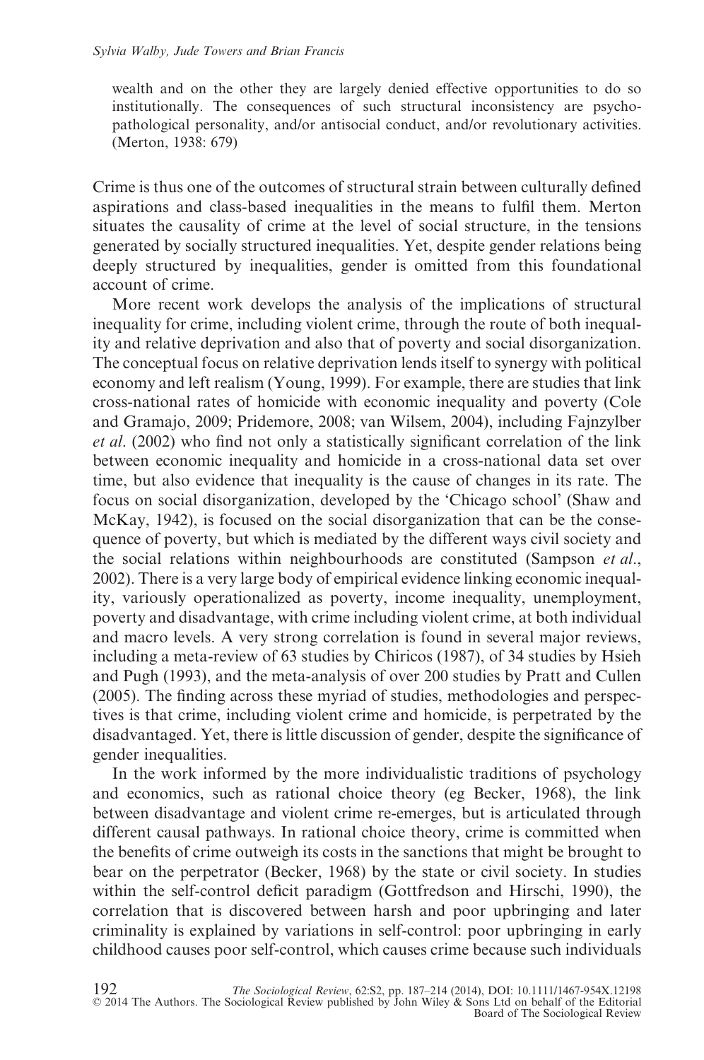wealth and on the other they are largely denied effective opportunities to do so institutionally. The consequences of such structural inconsistency are psychopathological personality, and/or antisocial conduct, and/or revolutionary activities. (Merton, 1938: 679)

Crime is thus one of the outcomes of structural strain between culturally defined aspirations and class-based inequalities in the means to fulfil them. Merton situates the causality of crime at the level of social structure, in the tensions generated by socially structured inequalities. Yet, despite gender relations being deeply structured by inequalities, gender is omitted from this foundational account of crime.

More recent work develops the analysis of the implications of structural inequality for crime, including violent crime, through the route of both inequality and relative deprivation and also that of poverty and social disorganization. The conceptual focus on relative deprivation lends itself to synergy with political economy and left realism (Young, 1999). For example, there are studies that link cross-national rates of homicide with economic inequality and poverty (Cole and Gramajo, 2009; Pridemore, 2008; van Wilsem, 2004), including Fajnzylber *et al*. (2002) who find not only a statistically significant correlation of the link between economic inequality and homicide in a cross-national data set over time, but also evidence that inequality is the cause of changes in its rate. The focus on social disorganization, developed by the 'Chicago school' (Shaw and McKay, 1942), is focused on the social disorganization that can be the consequence of poverty, but which is mediated by the different ways civil society and the social relations within neighbourhoods are constituted (Sampson *et al*., 2002). There is a very large body of empirical evidence linking economic inequality, variously operationalized as poverty, income inequality, unemployment, poverty and disadvantage, with crime including violent crime, at both individual and macro levels. A very strong correlation is found in several major reviews, including a meta-review of 63 studies by Chiricos (1987), of 34 studies by Hsieh and Pugh (1993), and the meta-analysis of over 200 studies by Pratt and Cullen (2005). The finding across these myriad of studies, methodologies and perspectives is that crime, including violent crime and homicide, is perpetrated by the disadvantaged. Yet, there is little discussion of gender, despite the significance of gender inequalities.

In the work informed by the more individualistic traditions of psychology and economics, such as rational choice theory (eg Becker, 1968), the link between disadvantage and violent crime re-emerges, but is articulated through different causal pathways. In rational choice theory, crime is committed when the benefits of crime outweigh its costs in the sanctions that might be brought to bear on the perpetrator (Becker, 1968) by the state or civil society. In studies within the self-control deficit paradigm (Gottfredson and Hirschi, 1990), the correlation that is discovered between harsh and poor upbringing and later criminality is explained by variations in self-control: poor upbringing in early childhood causes poor self-control, which causes crime because such individuals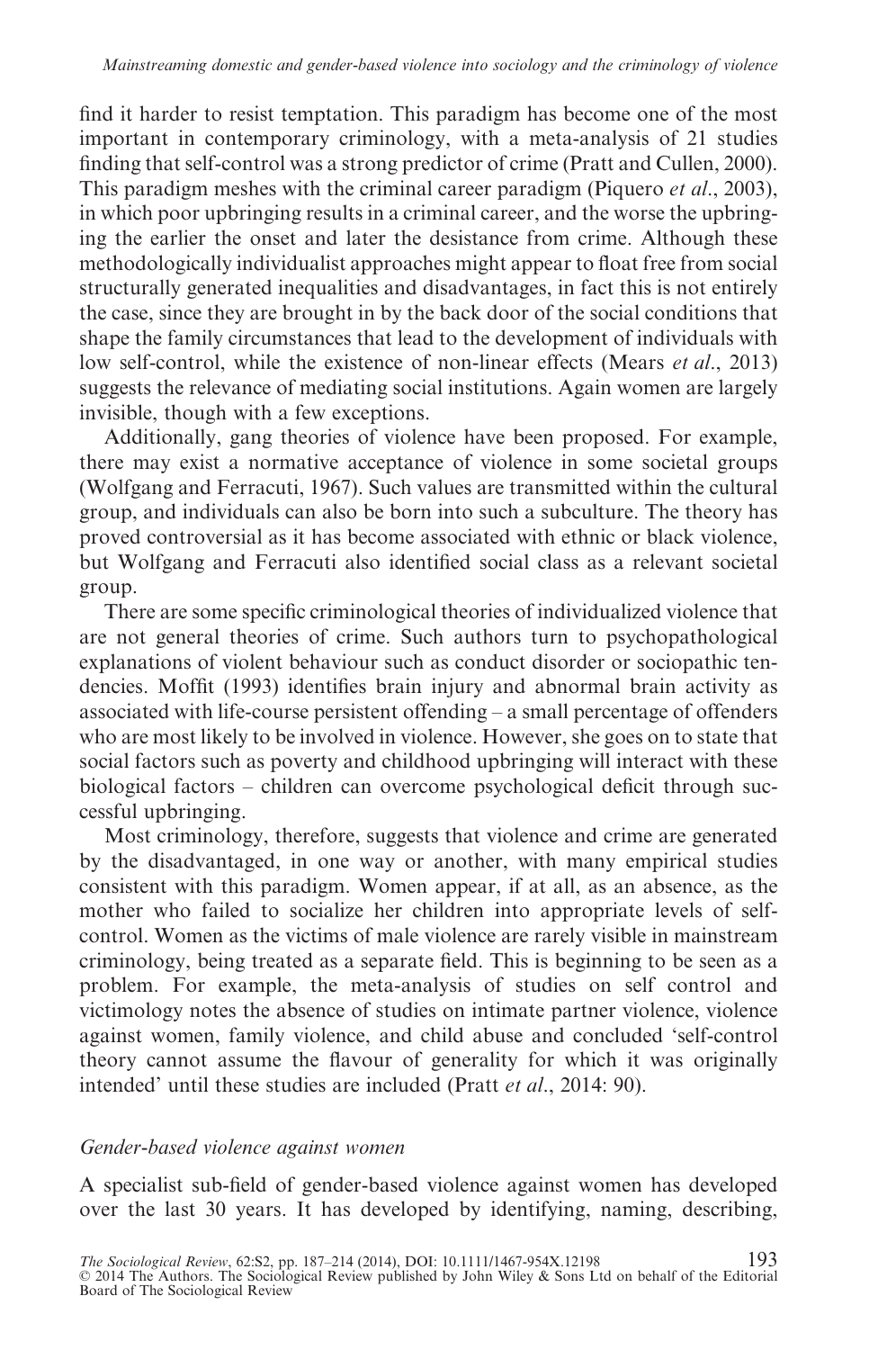find it harder to resist temptation. This paradigm has become one of the most important in contemporary criminology, with a meta-analysis of 21 studies finding that self-control was a strong predictor of crime (Pratt and Cullen, 2000). This paradigm meshes with the criminal career paradigm (Piquero *et al*., 2003), in which poor upbringing results in a criminal career, and the worse the upbringing the earlier the onset and later the desistance from crime. Although these methodologically individualist approaches might appear to float free from social structurally generated inequalities and disadvantages, in fact this is not entirely the case, since they are brought in by the back door of the social conditions that shape the family circumstances that lead to the development of individuals with low self-control, while the existence of non-linear effects (Mears *et al*., 2013) suggests the relevance of mediating social institutions. Again women are largely invisible, though with a few exceptions.

Additionally, gang theories of violence have been proposed. For example, there may exist a normative acceptance of violence in some societal groups (Wolfgang and Ferracuti, 1967). Such values are transmitted within the cultural group, and individuals can also be born into such a subculture. The theory has proved controversial as it has become associated with ethnic or black violence, but Wolfgang and Ferracuti also identified social class as a relevant societal group.

There are some specific criminological theories of individualized violence that are not general theories of crime. Such authors turn to psychopathological explanations of violent behaviour such as conduct disorder or sociopathic tendencies. Moffit (1993) identifies brain injury and abnormal brain activity as associated with life-course persistent offending – a small percentage of offenders who are most likely to be involved in violence. However, she goes on to state that social factors such as poverty and childhood upbringing will interact with these biological factors – children can overcome psychological deficit through successful upbringing.

Most criminology, therefore, suggests that violence and crime are generated by the disadvantaged, in one way or another, with many empirical studies consistent with this paradigm. Women appear, if at all, as an absence, as the mother who failed to socialize her children into appropriate levels of self-control. Women as the victims of male violence are rarely visible in mainstream criminology, being treated as a separate field. This is beginning to be seen as a problem. For example, the meta-analysis of studies on self control and victimology notes the absence of studies on intimate partner violence, violence against women, family violence, and child abuse and concluded 'self-control theory cannot assume the flavour of generality for which it was originally intended' until these studies are included (Pratt *et al*., 2014: 90).

### *Gender-based violence against women*

A specialist sub-field of gender-based violence against women has developed over the last 30 years. It has developed by identifying, naming, describing,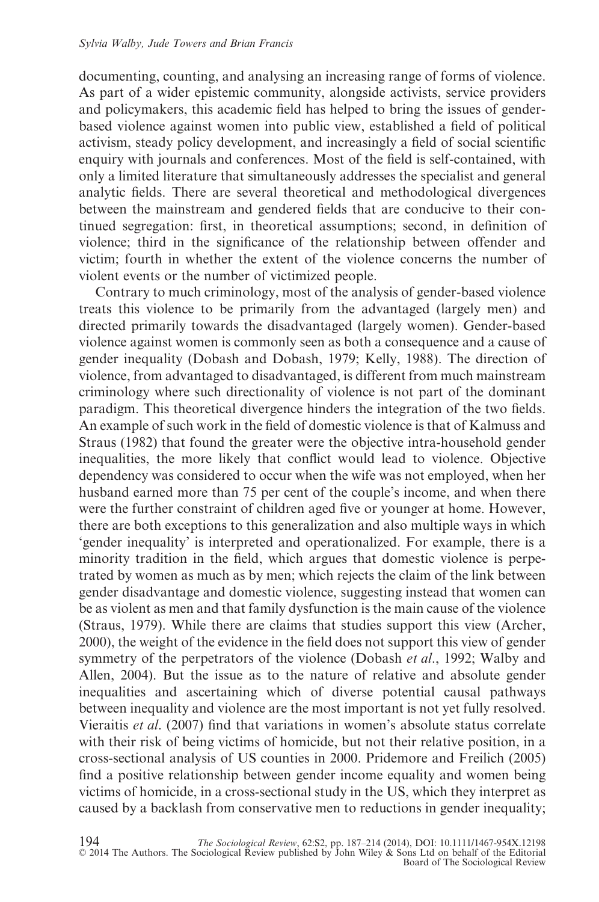documenting, counting, and analysing an increasing range of forms of violence. As part of a wider epistemic community, alongside activists, service providers and policymakers, this academic field has helped to bring the issues of gender-based violence against women into public view, established a field of political activism, steady policy development, and increasingly a field of social scientific enquiry with journals and conferences. Most of the field is self-contained, with only a limited literature that simultaneously addresses the specialist and general analytic fields. There are several theoretical and methodological divergences between the mainstream and gendered fields that are conducive to their continued segregation: first, in theoretical assumptions; second, in definition of violence; third in the significance of the relationship between offender and victim; fourth in whether the extent of the violence concerns the number of violent events or the number of victimized people.

Contrary to much criminology, most of the analysis of gender-based violence treats this violence to be primarily from the advantaged (largely men) and directed primarily towards the disadvantaged (largely women). Gender-based violence against women is commonly seen as both a consequence and a cause of gender inequality (Dobash and Dobash, 1979; Kelly, 1988). The direction of violence, from advantaged to disadvantaged, is different from much mainstream criminology where such directionality of violence is not part of the dominant paradigm. This theoretical divergence hinders the integration of the two fields. An example of such work in the field of domestic violence is that of Kalmuss and Straus (1982) that found the greater were the objective intra-household gender inequalities, the more likely that conflict would lead to violence. Objective dependency was considered to occur when the wife was not employed, when her husband earned more than 75 per cent of the couple's income, and when there were the further constraint of children aged five or younger at home. However, there are both exceptions to this generalization and also multiple ways in which 'gender inequality' is interpreted and operationalized. For example, there is a minority tradition in the field, which argues that domestic violence is perpetrated by women as much as by men; which rejects the claim of the link between gender disadvantage and domestic violence, suggesting instead that women can be as violent as men and that family dysfunction is the main cause of the violence (Straus, 1979). While there are claims that studies support this view (Archer, 2000), the weight of the evidence in the field does not support this view of gender symmetry of the perpetrators of the violence (Dobash *et al*., 1992; Walby and Allen, 2004). But the issue as to the nature of relative and absolute gender inequalities and ascertaining which of diverse potential causal pathways between inequality and violence are the most important is not yet fully resolved. Vieraitis *et al*. (2007) find that variations in women's absolute status correlate with their risk of being victims of homicide, but not their relative position, in a cross-sectional analysis of US counties in 2000. Pridemore and Freilich (2005) find a positive relationship between gender income equality and women being victims of homicide, in a cross-sectional study in the US, which they interpret as caused by a backlash from conservative men to reductions in gender inequality;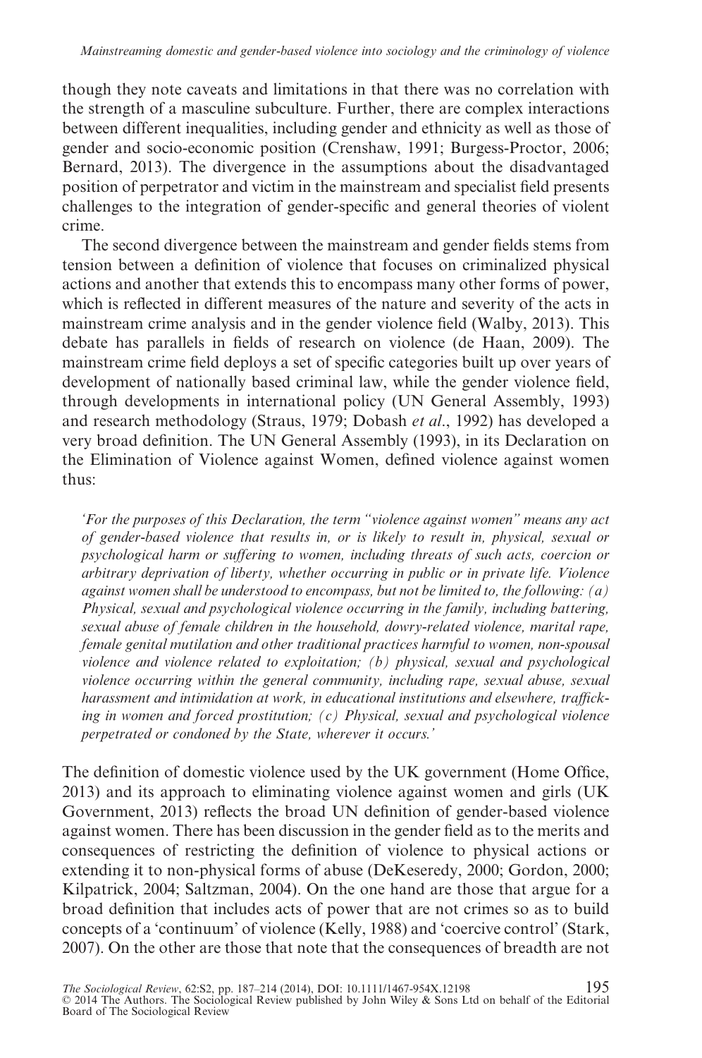though they note caveats and limitations in that there was no correlation with the strength of a masculine subculture. Further, there are complex interactions between different inequalities, including gender and ethnicity as well as those of gender and socio-economic position (Crenshaw, 1991; Burgess-Proctor, 2006; Bernard, 2013). The divergence in the assumptions about the disadvantaged position of perpetrator and victim in the mainstream and specialist field presents challenges to the integration of gender-specific and general theories of violent crime.

The second divergence between the mainstream and gender fields stems from tension between a definition of violence that focuses on criminalized physical actions and another that extends this to encompass many other forms of power, which is reflected in different measures of the nature and severity of the acts in mainstream crime analysis and in the gender violence field (Walby, 2013). This debate has parallels in fields of research on violence (de Haan, 2009). The mainstream crime field deploys a set of specific categories built up over years of development of nationally based criminal law, while the gender violence field, through developments in international policy (UN General Assembly, 1993) and research methodology (Straus, 1979; Dobash *et al*., 1992) has developed a very broad definition. The UN General Assembly (1993), in its Declaration on the Elimination of Violence against Women, defined violence against women thus:

> *'For the purposes of this Declaration, the term "violence against women" means any act of gender-based violence that results in, or is likely to result in, physical, sexual or psychological harm or suffering to women, including threats of such acts, coercion or arbitrary deprivation of liberty, whether occurring in public or in private life. Violence against women shall be understood to encompass, but not be limited to, the following: (a) Physical, sexual and psychological violence occurring in the family, including battering, sexual abuse of female children in the household, dowry-related violence, marital rape, female genital mutilation and other traditional practices harmful to women, non-spousal violence and violence related to exploitation; (b) physical, sexual and psychological violence occurring within the general community, including rape, sexual abuse, sexual harassment and intimidation at work, in educational institutions and elsewhere, trafficking in women and forced prostitution; (c) Physical, sexual and psychological violence perpetrated or condoned by the State, wherever it occurs.'*

The definition of domestic violence used by the UK government (Home Office, 2013) and its approach to eliminating violence against women and girls (UK Government, 2013) reflects the broad UN definition of gender-based violence against women. There has been discussion in the gender field as to the merits and consequences of restricting the definition of violence to physical actions or extending it to non-physical forms of abuse (DeKeseredy, 2000; Gordon, 2000; Kilpatrick, 2004; Saltzman, 2004). On the one hand are those that argue for a broad definition that includes acts of power that are not crimes so as to build concepts of a 'continuum' of violence (Kelly, 1988) and 'coercive control' (Stark, 2007). On the other are those that note that the consequences of breadth are not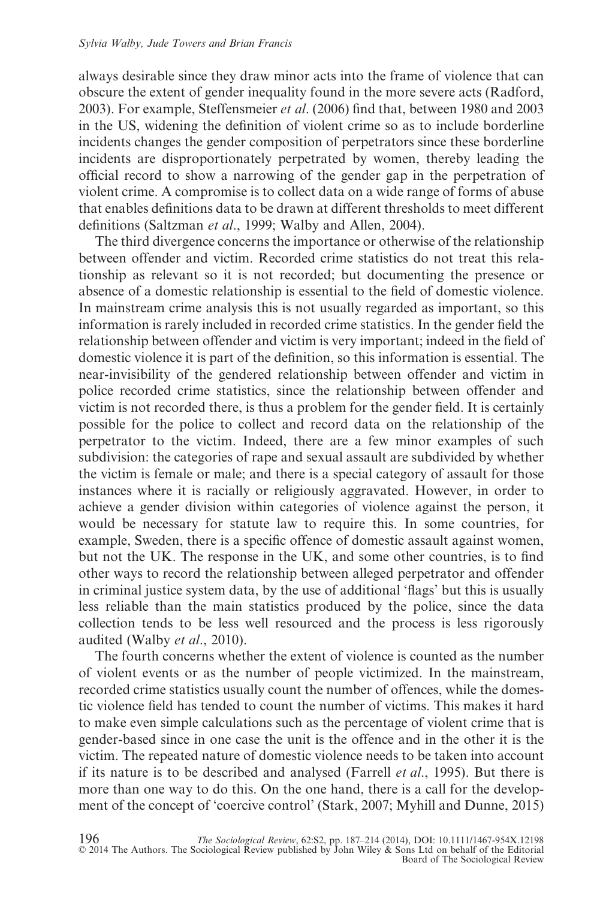always desirable since they draw minor acts into the frame of violence that can obscure the extent of gender inequality found in the more severe acts (Radford, 2003). For example, Steffensmeier *et al*. (2006) find that, between 1980 and 2003 in the US, widening the definition of violent crime so as to include borderline incidents changes the gender composition of perpetrators since these borderline incidents are disproportionately perpetrated by women, thereby leading the official record to show a narrowing of the gender gap in the perpetration of violent crime. A compromise is to collect data on a wide range of forms of abuse that enables definitions data to be drawn at different thresholds to meet different definitions (Saltzman *et al*., 1999; Walby and Allen, 2004).

The third divergence concerns the importance or otherwise of the relationship between offender and victim. Recorded crime statistics do not treat this relationship as relevant so it is not recorded; but documenting the presence or absence of a domestic relationship is essential to the field of domestic violence. In mainstream crime analysis this is not usually regarded as important, so this information is rarely included in recorded crime statistics. In the gender field the relationship between offender and victim is very important; indeed in the field of domestic violence it is part of the definition, so this information is essential. The near-invisibility of the gendered relationship between offender and victim in police recorded crime statistics, since the relationship between offender and victim is not recorded there, is thus a problem for the gender field. It is certainly possible for the police to collect and record data on the relationship of the perpetrator to the victim. Indeed, there are a few minor examples of such subdivision: the categories of rape and sexual assault are subdivided by whether the victim is female or male; and there is a special category of assault for those instances where it is racially or religiously aggravated. However, in order to achieve a gender division within categories of violence against the person, it would be necessary for statute law to require this. In some countries, for example, Sweden, there is a specific offence of domestic assault against women, but not the UK. The response in the UK, and some other countries, is to find other ways to record the relationship between alleged perpetrator and offender in criminal justice system data, by the use of additional 'flags' but this is usually less reliable than the main statistics produced by the police, since the data collection tends to be less well resourced and the process is less rigorously audited (Walby *et al*., 2010).

The fourth concerns whether the extent of violence is counted as the number of violent events or as the number of people victimized. In the mainstream, recorded crime statistics usually count the number of offences, while the domestic violence field has tended to count the number of victims. This makes it hard to make even simple calculations such as the percentage of violent crime that is gender-based since in one case the unit is the offence and in the other it is the victim. The repeated nature of domestic violence needs to be taken into account if its nature is to be described and analysed (Farrell *et al*., 1995). But there is more than one way to do this. On the one hand, there is a call for the development of the concept of 'coercive control' (Stark, 2007; Myhill and Dunne, 2015)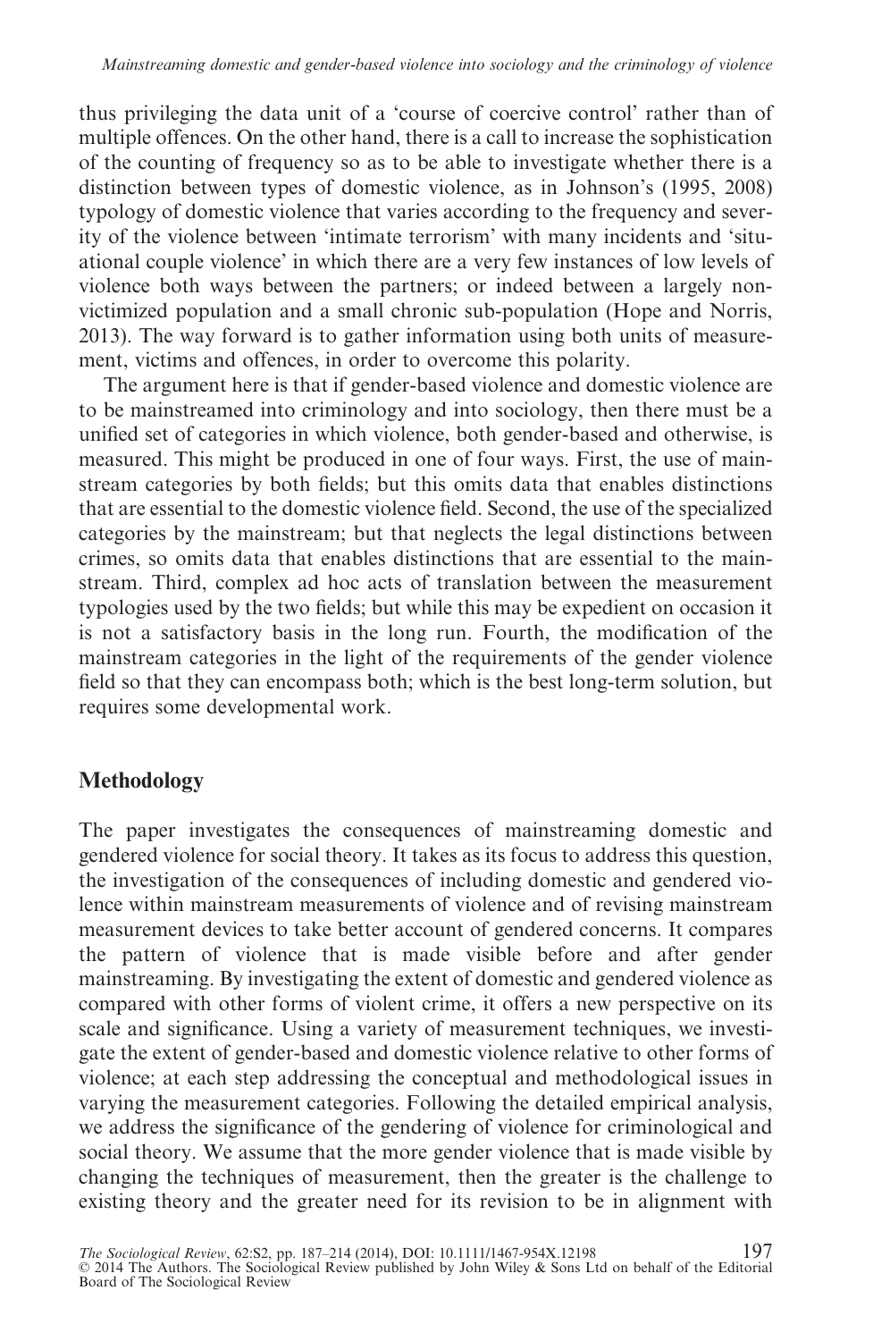thus privileging the data unit of a 'course of coercive control' rather than of multiple offences. On the other hand, there is a call to increase the sophistication of the counting of frequency so as to be able to investigate whether there is a distinction between types of domestic violence, as in Johnson's (1995, 2008) typology of domestic violence that varies according to the frequency and severity of the violence between 'intimate terrorism' with many incidents and 'situational couple violence' in which there are a very few instances of low levels of violence both ways between the partners; or indeed between a largely non-victimized population and a small chronic sub-population (Hope and Norris, 2013). The way forward is to gather information using both units of measurement, victims and offences, in order to overcome this polarity.

The argument here is that if gender-based violence and domestic violence are to be mainstreamed into criminology and into sociology, then there must be a unified set of categories in which violence, both gender-based and otherwise, is measured. This might be produced in one of four ways. First, the use of mainstream categories by both fields; but this omits data that enables distinctions that are essential to the domestic violence field. Second, the use of the specialized categories by the mainstream; but that neglects the legal distinctions between crimes, so omits data that enables distinctions that are essential to the mainstream. Third, complex ad hoc acts of translation between the measurement typologies used by the two fields; but while this may be expedient on occasion it is not a satisfactory basis in the long run. Fourth, the modification of the mainstream categories in the light of the requirements of the gender violence field so that they can encompass both; which is the best long-term solution, but requires some developmental work.

## Methodology

The paper investigates the consequences of mainstreaming domestic and gendered violence for social theory. It takes as its focus to address this question, the investigation of the consequences of including domestic and gendered violence within mainstream measurements of violence and of revising mainstream measurement devices to take better account of gendered concerns. It compares the pattern of violence that is made visible before and after gender mainstreaming. By investigating the extent of domestic and gendered violence as compared with other forms of violent crime, it offers a new perspective on its scale and significance. Using a variety of measurement techniques, we investigate the extent of gender-based and domestic violence relative to other forms of violence; at each step addressing the conceptual and methodological issues in varying the measurement categories. Following the detailed empirical analysis, we address the significance of the gendering of violence for criminological and social theory. We assume that the more gender violence that is made visible by changing the techniques of measurement, then the greater is the challenge to existing theory and the greater need for its revision to be in alignment with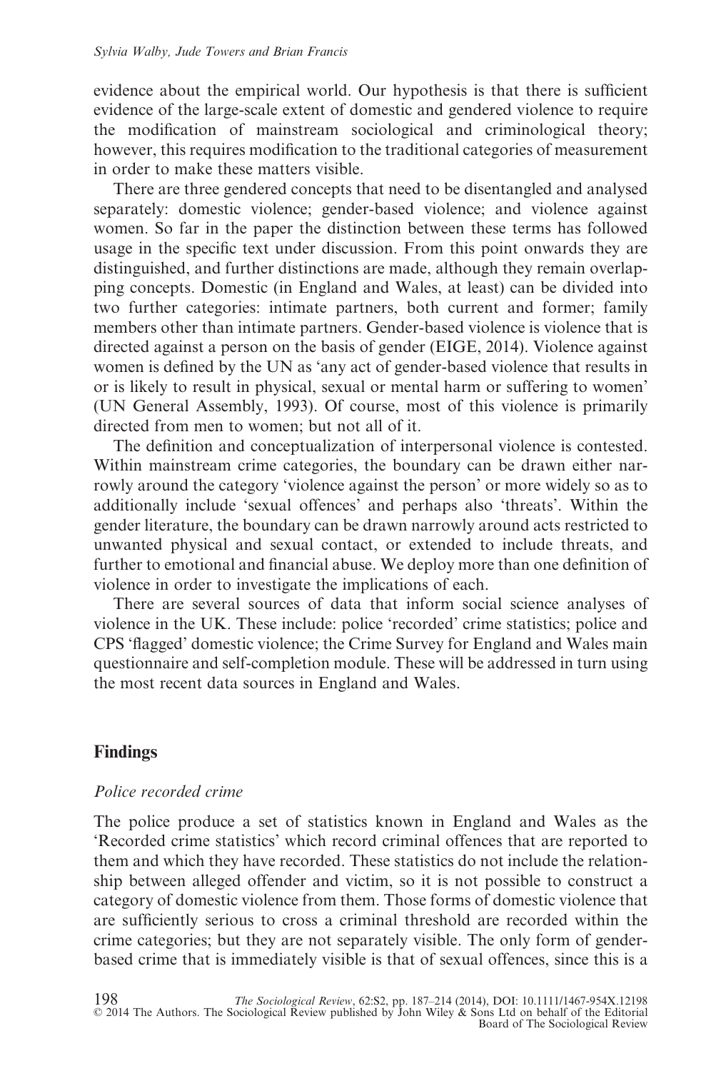evidence about the empirical world. Our hypothesis is that there is sufficient evidence of the large-scale extent of domestic and gendered violence to require the modification of mainstream sociological and criminological theory; however, this requires modification to the traditional categories of measurement in order to make these matters visible.

There are three gendered concepts that need to be disentangled and analysed separately: domestic violence; gender-based violence; and violence against women. So far in the paper the distinction between these terms has followed usage in the specific text under discussion. From this point onwards they are distinguished, and further distinctions are made, although they remain overlapping concepts. Domestic (in England and Wales, at least) can be divided into two further categories: intimate partners, both current and former; family members other than intimate partners. Gender-based violence is violence that is directed against a person on the basis of gender (EIGE, 2014). Violence against women is defined by the UN as 'any act of gender-based violence that results in or is likely to result in physical, sexual or mental harm or suffering to women' (UN General Assembly, 1993). Of course, most of this violence is primarily directed from men to women; but not all of it.

The definition and conceptualization of interpersonal violence is contested. Within mainstream crime categories, the boundary can be drawn either narrowly around the category 'violence against the person' or more widely so as to additionally include 'sexual offences' and perhaps also 'threats'. Within the gender literature, the boundary can be drawn narrowly around acts restricted to unwanted physical and sexual contact, or extended to include threats, and further to emotional and financial abuse. We deploy more than one definition of violence in order to investigate the implications of each.

There are several sources of data that inform social science analyses of violence in the UK. These include: police 'recorded' crime statistics; police and CPS 'flagged' domestic violence; the Crime Survey for England and Wales main questionnaire and self-completion module. These will be addressed in turn using the most recent data sources in England and Wales.

## Findings

### *Police recorded crime*

The police produce a set of statistics known in England and Wales as the 'Recorded crime statistics' which record criminal offences that are reported to them and which they have recorded. These statistics do not include the relationship between alleged offender and victim, so it is not possible to construct a category of domestic violence from them. Those forms of domestic violence that are sufficiently serious to cross a criminal threshold are recorded within the crime categories; but they are not separately visible. The only form of gender-based crime that is immediately visible is that of sexual offences, since this is a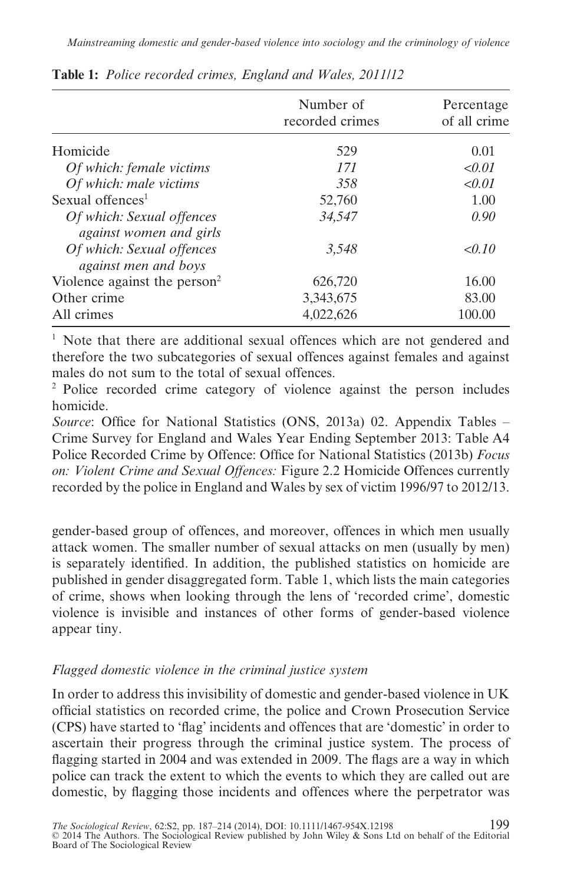**Table 1:** *Police recorded crimes, England and Wales, 2011/12*

| | Number of recorded crimes | Percentage of all crime |
|---|---|---|
| Homicide | 529 | 0.01 |
| *Of which: female victims* | *171* | *<0.01* |
| *Of which: male victims* | *358* | *<0.01* |
| Sexual offences[1] | 52,760 | 1.00 |
| *Of which: Sexual offences against women and girls* | *34,547* | *0.90* |
| *Of which: Sexual offences against men and boys* | *3,548* | *<0.10* |
| Violence against the person[2] | 626,720 | 16.00 |
| Other crime | 3,343,675 | 83.00 |
| All crimes | 4,022,626 | 100.00 |

[1] Note that there are additional sexual offences which are not gendered and therefore the two subcategories of sexual offences against females and against males do not sum to the total of sexual offences.

[2] Police recorded crime category of violence against the person includes homicide.

*Source*: Office for National Statistics (ONS, 2013a) 02. Appendix Tables – Crime Survey for England and Wales Year Ending September 2013: Table A4 Police Recorded Crime by Offence: Office for National Statistics (2013b) *Focus on: Violent Crime and Sexual Offences:* Figure 2.2 Homicide Offences currently recorded by the police in England and Wales by sex of victim 1996/97 to 2012/13.

gender-based group of offences, and moreover, offences in which men usually attack women. The smaller number of sexual attacks on men (usually by men) is separately identified. In addition, the published statistics on homicide are published in gender disaggregated form. Table 1, which lists the main categories of crime, shows when looking through the lens of 'recorded crime', domestic violence is invisible and instances of other forms of gender-based violence appear tiny.

### *Flagged domestic violence in the criminal justice system*

In order to address this invisibility of domestic and gender-based violence in UK official statistics on recorded crime, the police and Crown Prosecution Service (CPS) have started to 'flag' incidents and offences that are 'domestic' in order to ascertain their progress through the criminal justice system. The process of flagging started in 2004 and was extended in 2009. The flags are a way in which police can track the extent to which the events to which they are called out are domestic, by flagging those incidents and offences where the perpetrator was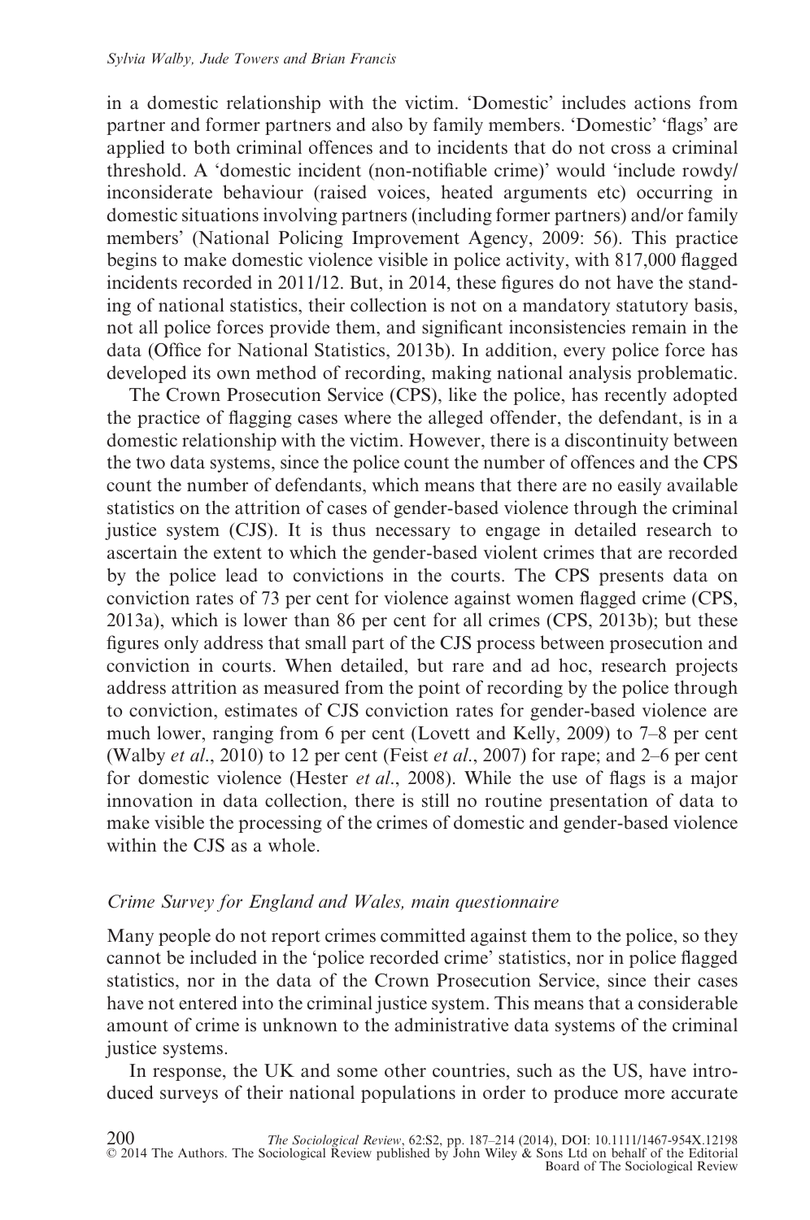in a domestic relationship with the victim. 'Domestic' includes actions from partner and former partners and also by family members. 'Domestic' 'flags' are applied to both criminal offences and to incidents that do not cross a criminal threshold. A 'domestic incident (non-notifiable crime)' would 'include rowdy/inconsiderate behaviour (raised voices, heated arguments etc) occurring in domestic situations involving partners (including former partners) and/or family members' (National Policing Improvement Agency, 2009: 56). This practice begins to make domestic violence visible in police activity, with 817,000 flagged incidents recorded in 2011/12. But, in 2014, these figures do not have the standing of national statistics, their collection is not on a mandatory statutory basis, not all police forces provide them, and significant inconsistencies remain in the data (Office for National Statistics, 2013b). In addition, every police force has developed its own method of recording, making national analysis problematic.

The Crown Prosecution Service (CPS), like the police, has recently adopted the practice of flagging cases where the alleged offender, the defendant, is in a domestic relationship with the victim. However, there is a discontinuity between the two data systems, since the police count the number of offences and the CPS count the number of defendants, which means that there are no easily available statistics on the attrition of cases of gender-based violence through the criminal justice system (CJS). It is thus necessary to engage in detailed research to ascertain the extent to which the gender-based violent crimes that are recorded by the police lead to convictions in the courts. The CPS presents data on conviction rates of 73 per cent for violence against women flagged crime (CPS, 2013a), which is lower than 86 per cent for all crimes (CPS, 2013b); but these figures only address that small part of the CJS process between prosecution and conviction in courts. When detailed, but rare and ad hoc, research projects address attrition as measured from the point of recording by the police through to conviction, estimates of CJS conviction rates for gender-based violence are much lower, ranging from 6 per cent (Lovett and Kelly, 2009) to 7–8 per cent (Walby *et al*., 2010) to 12 per cent (Feist *et al*., 2007) for rape; and 2–6 per cent for domestic violence (Hester *et al*., 2008). While the use of flags is a major innovation in data collection, there is still no routine presentation of data to make visible the processing of the crimes of domestic and gender-based violence within the CJS as a whole.

### *Crime Survey for England and Wales, main questionnaire*

Many people do not report crimes committed against them to the police, so they cannot be included in the 'police recorded crime' statistics, nor in police flagged statistics, nor in the data of the Crown Prosecution Service, since their cases have not entered into the criminal justice system. This means that a considerable amount of crime is unknown to the administrative data systems of the criminal justice systems.

In response, the UK and some other countries, such as the US, have introduced surveys of their national populations in order to produce more accurate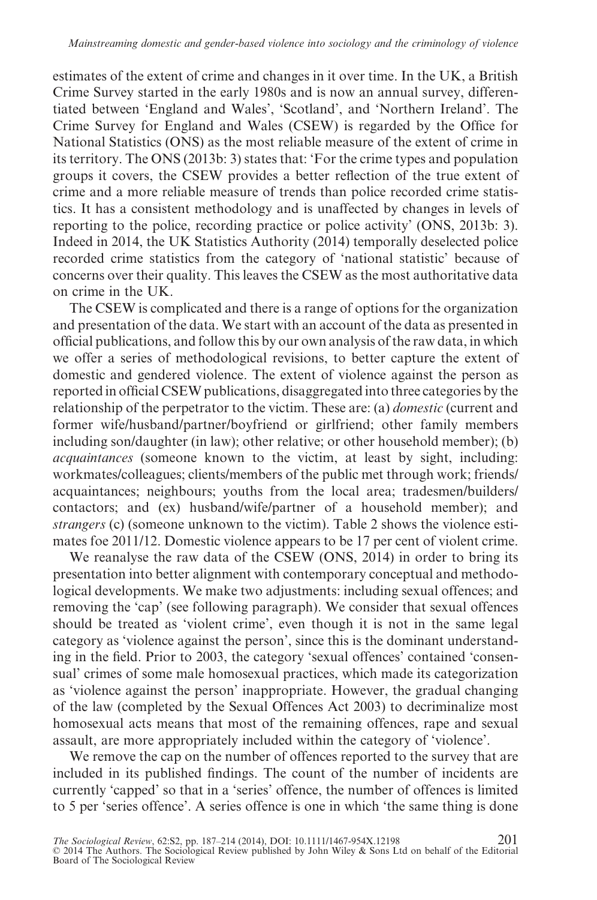estimates of the extent of crime and changes in it over time. In the UK, a British Crime Survey started in the early 1980s and is now an annual survey, differentiated between 'England and Wales', 'Scotland', and 'Northern Ireland'. The Crime Survey for England and Wales (CSEW) is regarded by the Office for National Statistics (ONS) as the most reliable measure of the extent of crime in its territory. The ONS (2013b: 3) states that: 'For the crime types and population groups it covers, the CSEW provides a better reflection of the true extent of crime and a more reliable measure of trends than police recorded crime statistics. It has a consistent methodology and is unaffected by changes in levels of reporting to the police, recording practice or police activity' (ONS, 2013b: 3). Indeed in 2014, the UK Statistics Authority (2014) temporally deselected police recorded crime statistics from the category of 'national statistic' because of concerns over their quality. This leaves the CSEW as the most authoritative data on crime in the UK.

The CSEW is complicated and there is a range of options for the organization and presentation of the data. We start with an account of the data as presented in official publications, and follow this by our own analysis of the raw data, in which we offer a series of methodological revisions, to better capture the extent of domestic and gendered violence. The extent of violence against the person as reported in official CSEW publications, disaggregated into three categories by the relationship of the perpetrator to the victim. These are: (a) *domestic* (current and former wife/husband/partner/boyfriend or girlfriend; other family members including son/daughter (in law); other relative; or other household member); (b) *acquaintances* (someone known to the victim, at least by sight, including: workmates/colleagues; clients/members of the public met through work; friends/acquaintances; neighbours; youths from the local area; tradesmen/builders/contactors; and (ex) husband/wife/partner of a household member); and *strangers* (c) (someone unknown to the victim). Table 2 shows the violence estimates foe 2011/12. Domestic violence appears to be 17 per cent of violent crime.

We reanalyse the raw data of the CSEW (ONS, 2014) in order to bring its presentation into better alignment with contemporary conceptual and methodological developments. We make two adjustments: including sexual offences; and removing the 'cap' (see following paragraph). We consider that sexual offences should be treated as 'violent crime', even though it is not in the same legal category as 'violence against the person', since this is the dominant understanding in the field. Prior to 2003, the category 'sexual offences' contained 'consensual' crimes of some male homosexual practices, which made its categorization as 'violence against the person' inappropriate. However, the gradual changing of the law (completed by the Sexual Offences Act 2003) to decriminalize most homosexual acts means that most of the remaining offences, rape and sexual assault, are more appropriately included within the category of 'violence'.

We remove the cap on the number of offences reported to the survey that are included in its published findings. The count of the number of incidents are currently 'capped' so that in a 'series' offence, the number of offences is limited to 5 per 'series offence'. A series offence is one in which 'the same thing is done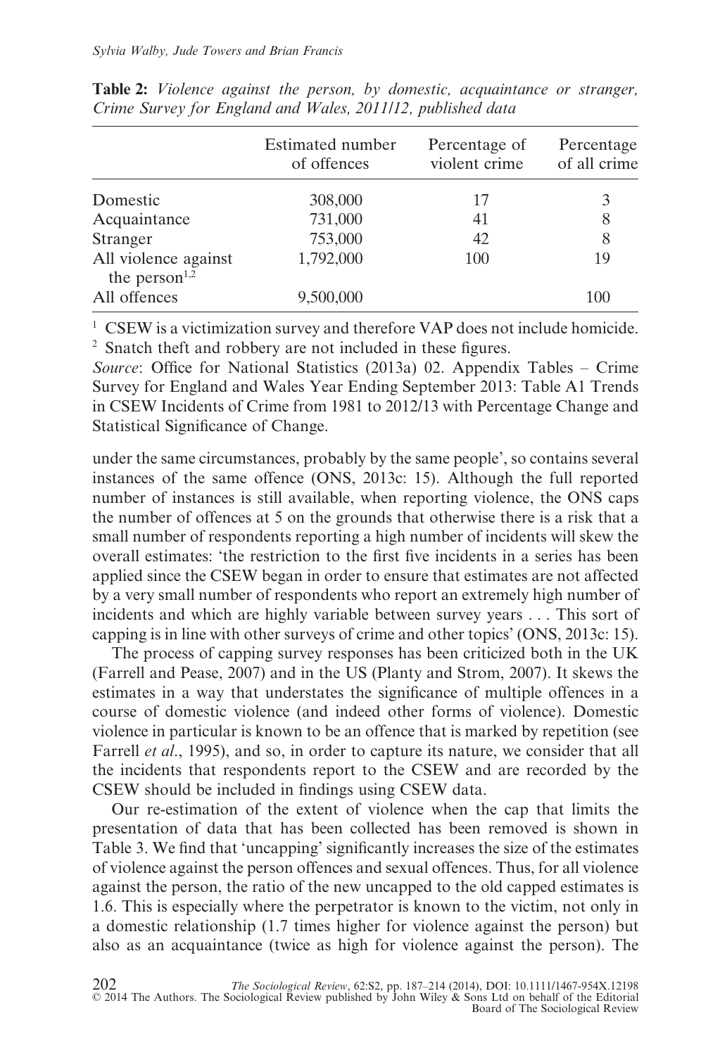**Table 2:** *Violence against the person, by domestic, acquaintance or stranger, Crime Survey for England and Wales, 2011/12, published data*

| | Estimated number of offences | Percentage of violent crime | Percentage of all crime |
|---|---|---|---|
| Domestic | 308,000 | 17 | 3 |
| Acquaintance | 731,000 | 41 | 8 |
| Stranger | 753,000 | 42 | 8 |
| All violence against the person[1,2] | 1,792,000 | 100 | 19 |
| All offences | 9,500,000 | | 100 |

[1] CSEW is a victimization survey and therefore VAP does not include homicide.
[2] Snatch theft and robbery are not included in these figures.
*Source*: Office for National Statistics (2013a) 02. Appendix Tables – Crime Survey for England and Wales Year Ending September 2013: Table A1 Trends in CSEW Incidents of Crime from 1981 to 2012/13 with Percentage Change and Statistical Significance of Change.

under the same circumstances, probably by the same people', so contains several instances of the same offence (ONS, 2013c: 15). Although the full reported number of instances is still available, when reporting violence, the ONS caps the number of offences at 5 on the grounds that otherwise there is a risk that a small number of respondents reporting a high number of incidents will skew the overall estimates: 'the restriction to the first five incidents in a series has been applied since the CSEW began in order to ensure that estimates are not affected by a very small number of respondents who report an extremely high number of incidents and which are highly variable between survey years . . . This sort of capping is in line with other surveys of crime and other topics' (ONS, 2013c: 15).

The process of capping survey responses has been criticized both in the UK (Farrell and Pease, 2007) and in the US (Planty and Strom, 2007). It skews the estimates in a way that understates the significance of multiple offences in a course of domestic violence (and indeed other forms of violence). Domestic violence in particular is known to be an offence that is marked by repetition (see Farrell *et al*., 1995), and so, in order to capture its nature, we consider that all the incidents that respondents report to the CSEW and are recorded by the CSEW should be included in findings using CSEW data.

Our re-estimation of the extent of violence when the cap that limits the presentation of data that has been collected has been removed is shown in Table 3. We find that 'uncapping' significantly increases the size of the estimates of violence against the person offences and sexual offences. Thus, for all violence against the person, the ratio of the new uncapped to the old capped estimates is 1.6. This is especially where the perpetrator is known to the victim, not only in a domestic relationship (1.7 times higher for violence against the person) but also as an acquaintance (twice as high for violence against the person). The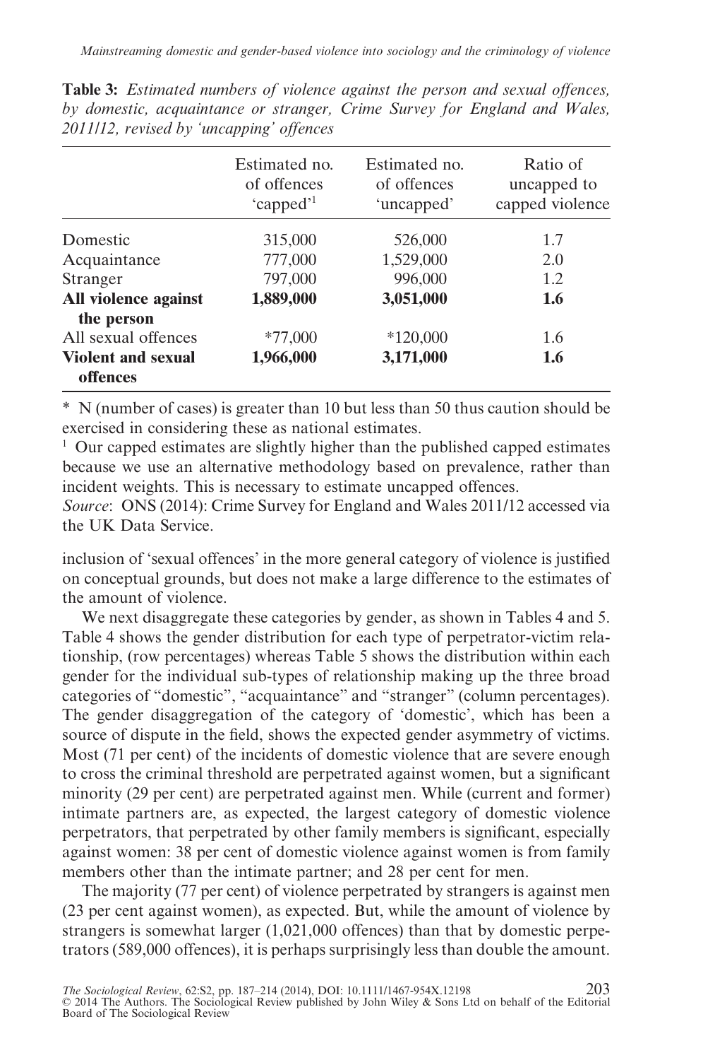**Table 3:** *Estimated numbers of violence against the person and sexual offences, by domestic, acquaintance or stranger, Crime Survey for England and Wales, 2011/12, revised by 'uncapping' offences*

| | Estimated no. of offences 'capped'[1] | Estimated no. of offences 'uncapped' | Ratio of uncapped to capped violence |
|---|---|---|---|
| Domestic | 315,000 | 526,000 | 1.7 |
| Acquaintance | 777,000 | 1,529,000 | 2.0 |
| Stranger | 797,000 | 996,000 | 1.2 |
| **All violence against the person** | **1,889,000** | **3,051,000** | **1.6** |
| All sexual offences | *77,000 | *120,000 | 1.6 |
| **Violent and sexual offences** | **1,966,000** | **3,171,000** | **1.6** |

\* N (number of cases) is greater than 10 but less than 50 thus caution should be exercised in considering these as national estimates.

[1] Our capped estimates are slightly higher than the published capped estimates because we use an alternative methodology based on prevalence, rather than incident weights. This is necessary to estimate uncapped offences.

*Source*: ONS (2014): Crime Survey for England and Wales 2011/12 accessed via the UK Data Service.

inclusion of 'sexual offences' in the more general category of violence is justified on conceptual grounds, but does not make a large difference to the estimates of the amount of violence.

We next disaggregate these categories by gender, as shown in Tables 4 and 5. Table 4 shows the gender distribution for each type of perpetrator-victim relationship, (row percentages) whereas Table 5 shows the distribution within each gender for the individual sub-types of relationship making up the three broad categories of "domestic", "acquaintance" and "stranger" (column percentages). The gender disaggregation of the category of 'domestic', which has been a source of dispute in the field, shows the expected gender asymmetry of victims. Most (71 per cent) of the incidents of domestic violence that are severe enough to cross the criminal threshold are perpetrated against women, but a significant minority (29 per cent) are perpetrated against men. While (current and former) intimate partners are, as expected, the largest category of domestic violence perpetrators, that perpetrated by other family members is significant, especially against women: 38 per cent of domestic violence against women is from family members other than the intimate partner; and 28 per cent for men.

The majority (77 per cent) of violence perpetrated by strangers is against men (23 per cent against women), as expected. But, while the amount of violence by strangers is somewhat larger (1,021,000 offences) than that by domestic perpetrators (589,000 offences), it is perhaps surprisingly less than double the amount.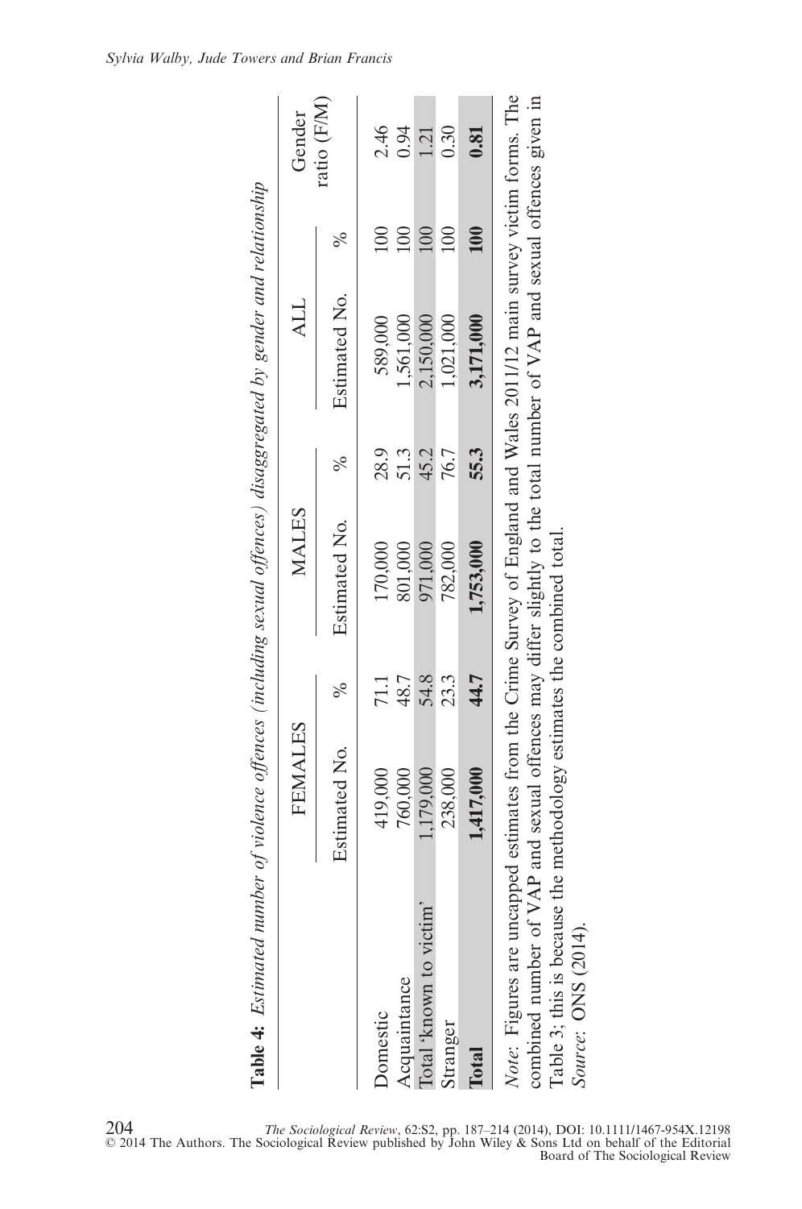**Table 4:** *Estimated number of violence offences (including sexual offences) disaggregated by gender and relationship*

| | FEMALES | | MALES | | ALL | | Gender ratio (F/M) |
|---|---|---|---|---|---|---|---|
| | Estimated No. | % | Estimated No. | % | Estimated No. | % | |
| Domestic | 419,000 | 71.1 | 170,000 | 28.9 | 589,000 | 100 | 2.46 |
| Acquaintance | 760,000 | 48.7 | 801,000 | 51.3 | 1,561,000 | 100 | 0.94 |
| Total 'known to victim' | 1,179,000 | 54.8 | 971,000 | 45.2 | 2,150,000 | 100 | 1.21 |
| Stranger | 238,000 | 23.3 | 782,000 | 76.7 | 1,021,000 | 100 | 0.30 |
| **Total** | **1,417,000** | **44.7** | **1,753,000** | **55.3** | **3,171,000** | **100** | **0.81** |

*Note*: Figures are uncapped estimates from the Crime Survey of England and Wales 2011/12 main survey victim forms. The combined number of VAP and sexual offences may differ slightly to the total number of VAP and sexual offences given in Table 3; this is because the methodology estimates the combined total.

*Source*: ONS (2014).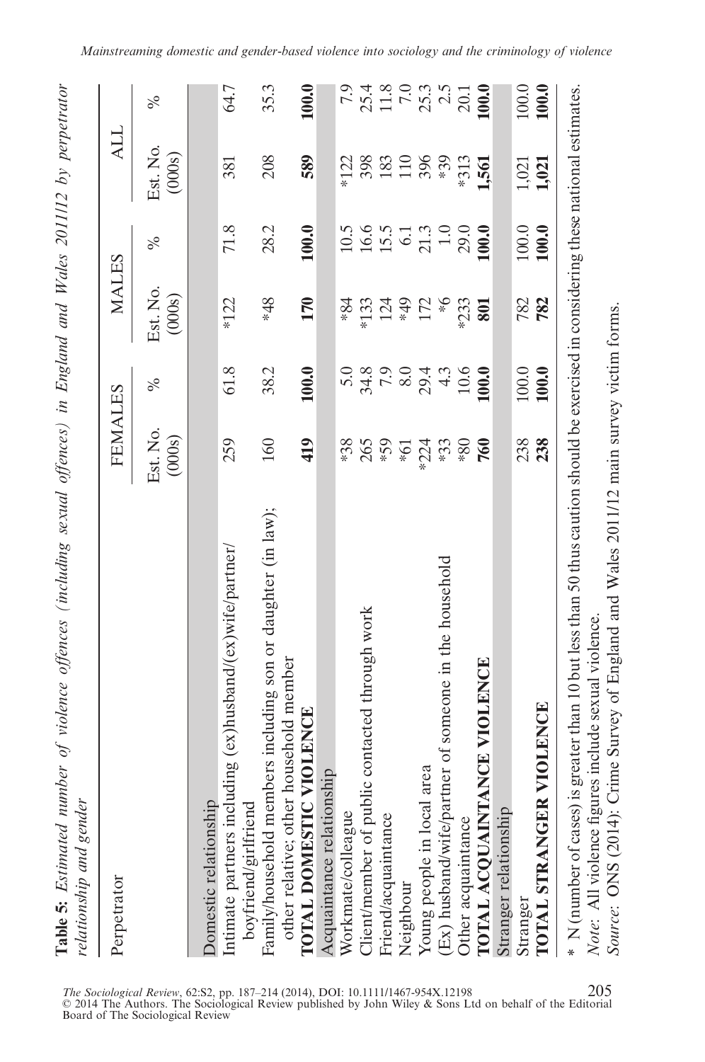**Table 5:** *Estimated number of violence offences (including sexual offences) in England and Wales 2011/12 by perpetrator relationship and gender*

| Perpetrator | FEMALES | | MALES | | ALL | |
|---|---|---|---|---|---|---|
| | Est. No. (000s) | % | Est. No. (000s) | % | Est. No. (000s) | % |
| Domestic relationship | | | | | | |
| Intimate partners including (ex)husband/(ex)wife/partner/ boyfriend/girlfriend | 259 | 61.8 | *122 | 71.8 | 381 | 64.7 |
| Family/household members including son or daughter (in law); other relative; other household member | 160 | 38.2 | *48 | 28.2 | 208 | 35.3 |
| **TOTAL DOMESTIC VIOLENCE** | **419** | **100.0** | **170** | **100.0** | **589** | **100.0** |
| Acquaintance relationship | | | | | | |
| Workmate/colleague | *38 | 5.0 | *84 | 10.5 | *122 | 7.9 |
| Client/member of public contacted through work | 265 | 34.8 | *133 | 16.6 | 398 | 25.4 |
| Friend/acquaintance | *59 | 7.9 | 124 | 15.5 | 183 | 11.8 |
| Neighbour | *61 | 8.0 | *49 | 6.1 | 110 | 7.0 |
| Young people in local area | *224 | 29.4 | 172 | 21.3 | 396 | 25.3 |
| (Ex) husband/wife/partner of someone in the household | *33 | 4.3 | *6 | 1.0 | *39 | 2.5 |
| Other acquaintance | *80 | 10.6 | *233 | 29.0 | *313 | 20.1 |
| **TOTAL ACQUAINTANCE VIOLENCE** | **760** | **100.0** | **801** | **100.0** | **1,561** | **100.0** |
| Stranger relationship | | | | | | |
| Stranger | 238 | 100.0 | 782 | 100.0 | 1,021 | 100.0 |
| **TOTAL STRANGER VIOLENCE** | **238** | **100.0** | **782** | **100.0** | **1,021** | **100.0** |

* N (number of cases) is greater than 10 but less than 50 thus caution should be exercised in considering these national estimates.

*Note*: All violence figures include sexual violence.

*Source*: ONS (2014): Crime Survey of England and Wales 2011/12 main survey victim forms.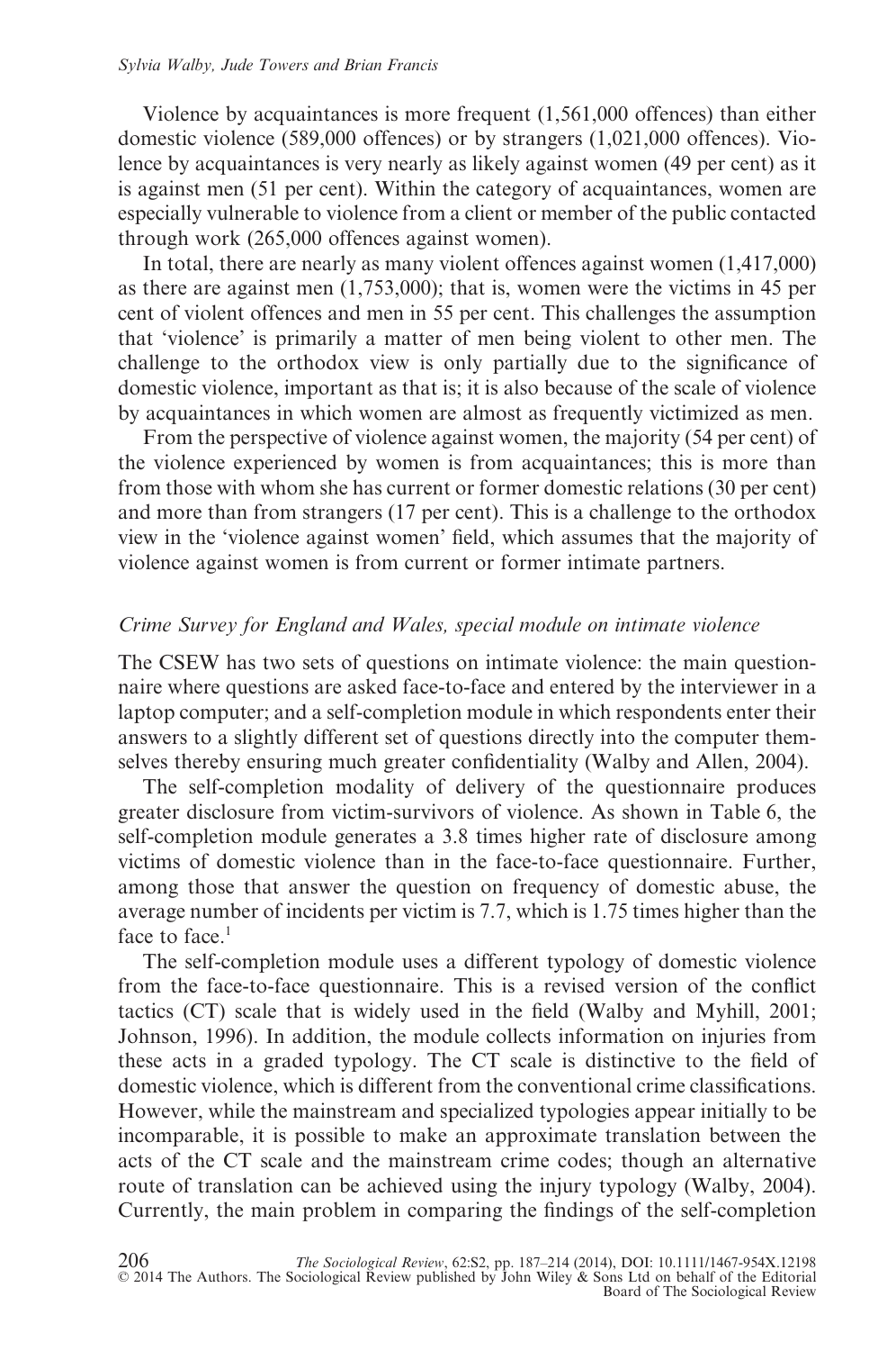Violence by acquaintances is more frequent (1,561,000 offences) than either domestic violence (589,000 offences) or by strangers (1,021,000 offences). Violence by acquaintances is very nearly as likely against women (49 per cent) as it is against men (51 per cent). Within the category of acquaintances, women are especially vulnerable to violence from a client or member of the public contacted through work (265,000 offences against women).

In total, there are nearly as many violent offences against women (1,417,000) as there are against men (1,753,000); that is, women were the victims in 45 per cent of violent offences and men in 55 per cent. This challenges the assumption that 'violence' is primarily a matter of men being violent to other men. The challenge to the orthodox view is only partially due to the significance of domestic violence, important as that is; it is also because of the scale of violence by acquaintances in which women are almost as frequently victimized as men.

From the perspective of violence against women, the majority (54 per cent) of the violence experienced by women is from acquaintances; this is more than from those with whom she has current or former domestic relations (30 per cent) and more than from strangers (17 per cent). This is a challenge to the orthodox view in the 'violence against women' field, which assumes that the majority of violence against women is from current or former intimate partners.

### *Crime Survey for England and Wales, special module on intimate violence*

The CSEW has two sets of questions on intimate violence: the main questionnaire where questions are asked face-to-face and entered by the interviewer in a laptop computer; and a self-completion module in which respondents enter their answers to a slightly different set of questions directly into the computer themselves thereby ensuring much greater confidentiality (Walby and Allen, 2004).

The self-completion modality of delivery of the questionnaire produces greater disclosure from victim-survivors of violence. As shown in Table 6, the self-completion module generates a 3.8 times higher rate of disclosure among victims of domestic violence than in the face-to-face questionnaire. Further, among those that answer the question on frequency of domestic abuse, the average number of incidents per victim is 7.7, which is 1.75 times higher than the face to face.[1]

The self-completion module uses a different typology of domestic violence from the face-to-face questionnaire. This is a revised version of the conflict tactics (CT) scale that is widely used in the field (Walby and Myhill, 2001; Johnson, 1996). In addition, the module collects information on injuries from these acts in a graded typology. The CT scale is distinctive to the field of domestic violence, which is different from the conventional crime classifications. However, while the mainstream and specialized typologies appear initially to be incomparable, it is possible to make an approximate translation between the acts of the CT scale and the mainstream crime codes; though an alternative route of translation can be achieved using the injury typology (Walby, 2004). Currently, the main problem in comparing the findings of the self-completion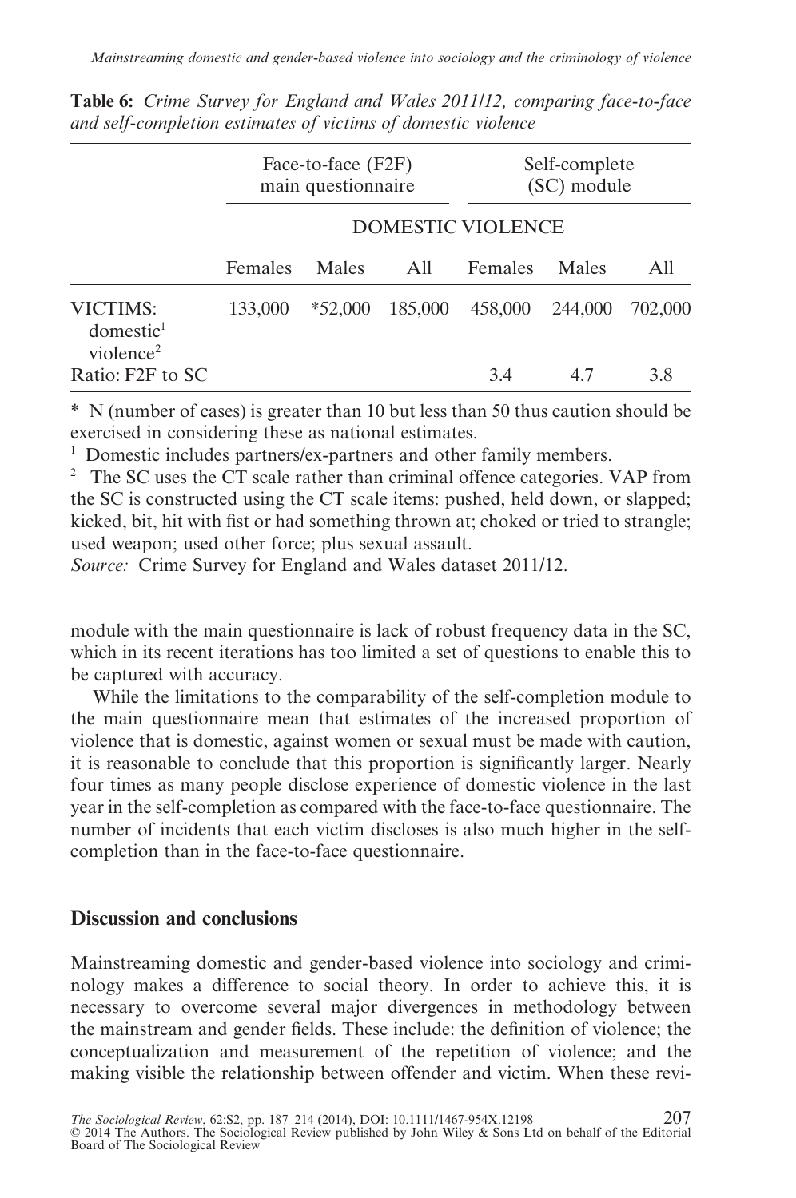**Table 6:** *Crime Survey for England and Wales 2011/12, comparing face-to-face and self-completion estimates of victims of domestic violence*

| | Face-to-face (F2F) main questionnaire | | | Self-complete (SC) module | | |
|---|---|---|---|---|---|---|
| | DOMESTIC VIOLENCE | | | | | |
| | Females | Males | All | Females | Males | All |
| VICTIMS: domestic[1] violence[2] | 133,000 | *52,000 | 185,000 | 458,000 | 244,000 | 702,000 |
| Ratio: F2F to SC | | | | 3.4 | 4.7 | 3.8 |

* N (number of cases) is greater than 10 but less than 50 thus caution should be exercised in considering these as national estimates.

[1] Domestic includes partners/ex-partners and other family members.

[2] The SC uses the CT scale rather than criminal offence categories. VAP from the SC is constructed using the CT scale items: pushed, held down, or slapped; kicked, bit, hit with fist or had something thrown at; choked or tried to strangle; used weapon; used other force; plus sexual assault.

*Source:* Crime Survey for England and Wales dataset 2011/12.

module with the main questionnaire is lack of robust frequency data in the SC, which in its recent iterations has too limited a set of questions to enable this to be captured with accuracy.

While the limitations to the comparability of the self-completion module to the main questionnaire mean that estimates of the increased proportion of violence that is domestic, against women or sexual must be made with caution, it is reasonable to conclude that this proportion is significantly larger. Nearly four times as many people disclose experience of domestic violence in the last year in the self-completion as compared with the face-to-face questionnaire. The number of incidents that each victim discloses is also much higher in the self-completion than in the face-to-face questionnaire.

## Discussion and conclusions

Mainstreaming domestic and gender-based violence into sociology and criminology makes a difference to social theory. In order to achieve this, it is necessary to overcome several major divergences in methodology between the mainstream and gender fields. These include: the definition of violence; the conceptualization and measurement of the repetition of violence; and the making visible the relationship between offender and victim. When these revi-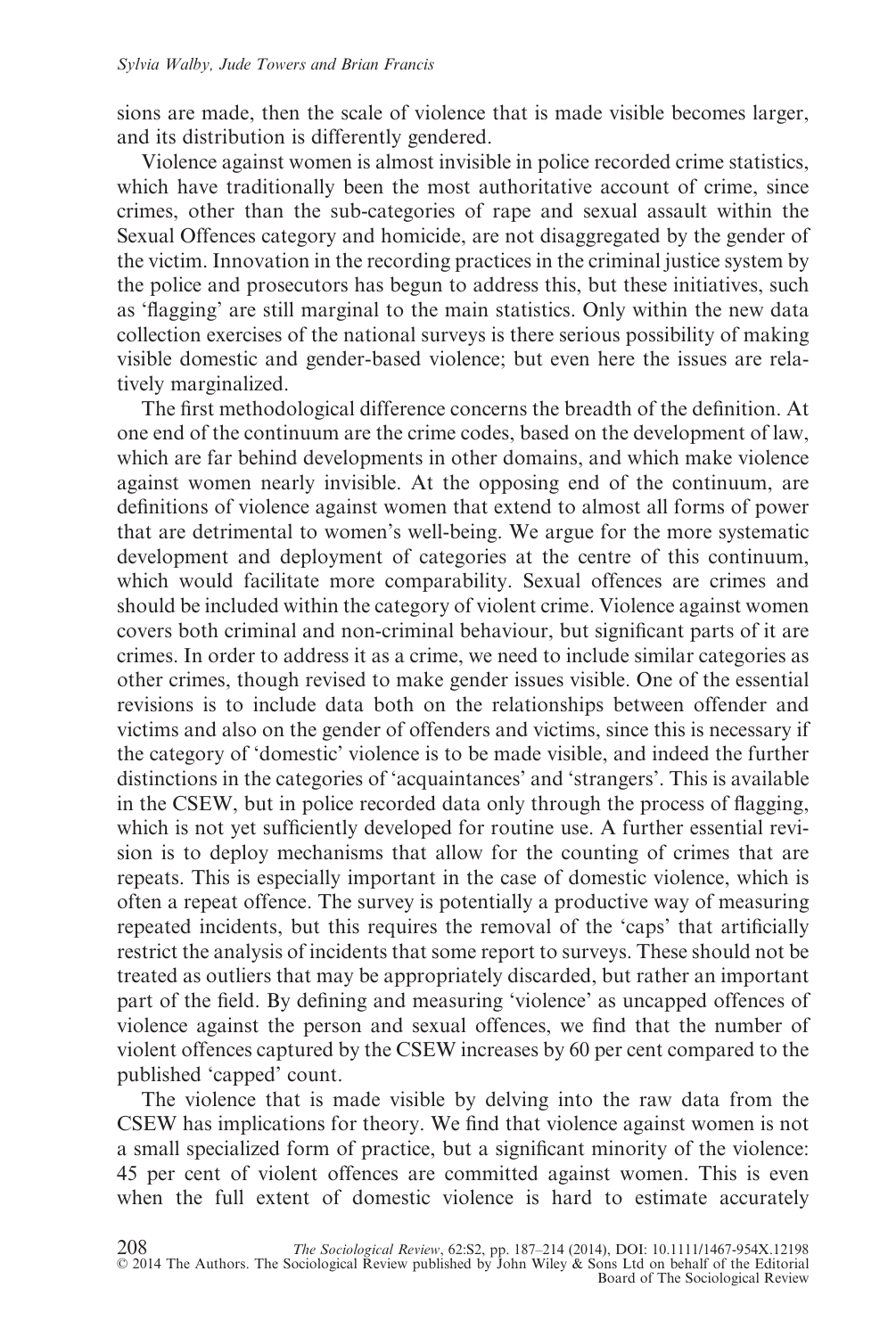sions are made, then the scale of violence that is made visible becomes larger, and its distribution is differently gendered.

Violence against women is almost invisible in police recorded crime statistics, which have traditionally been the most authoritative account of crime, since crimes, other than the sub-categories of rape and sexual assault within the Sexual Offences category and homicide, are not disaggregated by the gender of the victim. Innovation in the recording practices in the criminal justice system by the police and prosecutors has begun to address this, but these initiatives, such as 'flagging' are still marginal to the main statistics. Only within the new data collection exercises of the national surveys is there serious possibility of making visible domestic and gender-based violence; but even here the issues are relatively marginalized.

The first methodological difference concerns the breadth of the definition. At one end of the continuum are the crime codes, based on the development of law, which are far behind developments in other domains, and which make violence against women nearly invisible. At the opposing end of the continuum, are definitions of violence against women that extend to almost all forms of power that are detrimental to women's well-being. We argue for the more systematic development and deployment of categories at the centre of this continuum, which would facilitate more comparability. Sexual offences are crimes and should be included within the category of violent crime. Violence against women covers both criminal and non-criminal behaviour, but significant parts of it are crimes. In order to address it as a crime, we need to include similar categories as other crimes, though revised to make gender issues visible. One of the essential revisions is to include data both on the relationships between offender and victims and also on the gender of offenders and victims, since this is necessary if the category of 'domestic' violence is to be made visible, and indeed the further distinctions in the categories of 'acquaintances' and 'strangers'. This is available in the CSEW, but in police recorded data only through the process of flagging, which is not yet sufficiently developed for routine use. A further essential revision is to deploy mechanisms that allow for the counting of crimes that are repeats. This is especially important in the case of domestic violence, which is often a repeat offence. The survey is potentially a productive way of measuring repeated incidents, but this requires the removal of the 'caps' that artificially restrict the analysis of incidents that some report to surveys. These should not be treated as outliers that may be appropriately discarded, but rather an important part of the field. By defining and measuring 'violence' as uncapped offences of violence against the person and sexual offences, we find that the number of violent offences captured by the CSEW increases by 60 per cent compared to the published 'capped' count.

The violence that is made visible by delving into the raw data from the CSEW has implications for theory. We find that violence against women is not a small specialized form of practice, but a significant minority of the violence: 45 per cent of violent offences are committed against women. This is even when the full extent of domestic violence is hard to estimate accurately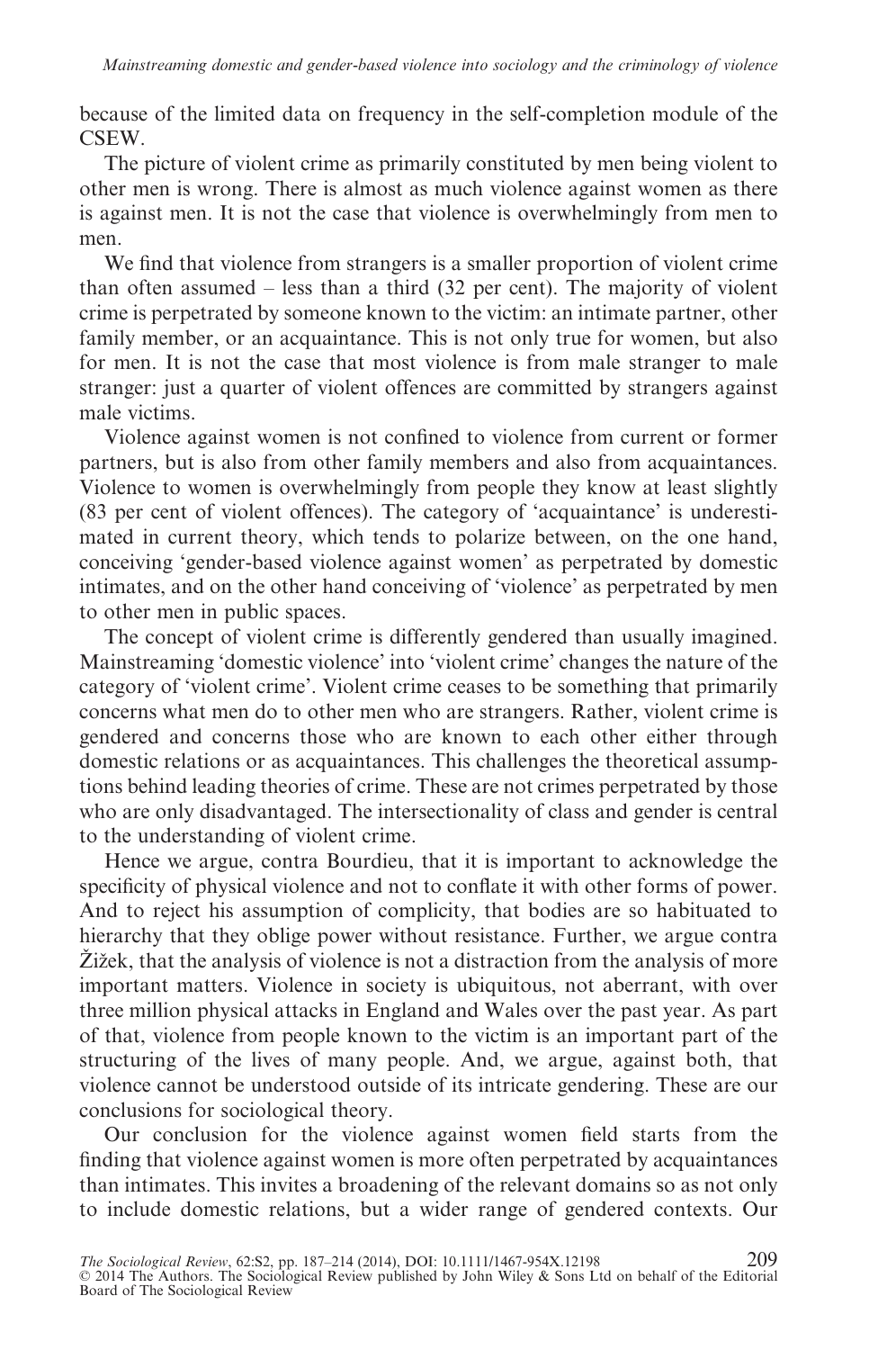because of the limited data on frequency in the self-completion module of the CSEW.

The picture of violent crime as primarily constituted by men being violent to other men is wrong. There is almost as much violence against women as there is against men. It is not the case that violence is overwhelmingly from men to men.

We find that violence from strangers is a smaller proportion of violent crime than often assumed – less than a third (32 per cent). The majority of violent crime is perpetrated by someone known to the victim: an intimate partner, other family member, or an acquaintance. This is not only true for women, but also for men. It is not the case that most violence is from male stranger to male stranger: just a quarter of violent offences are committed by strangers against male victims.

Violence against women is not confined to violence from current or former partners, but is also from other family members and also from acquaintances. Violence to women is overwhelmingly from people they know at least slightly (83 per cent of violent offences). The category of 'acquaintance' is underestimated in current theory, which tends to polarize between, on the one hand, conceiving 'gender-based violence against women' as perpetrated by domestic intimates, and on the other hand conceiving of 'violence' as perpetrated by men to other men in public spaces.

The concept of violent crime is differently gendered than usually imagined. Mainstreaming 'domestic violence' into 'violent crime' changes the nature of the category of 'violent crime'. Violent crime ceases to be something that primarily concerns what men do to other men who are strangers. Rather, violent crime is gendered and concerns those who are known to each other either through domestic relations or as acquaintances. This challenges the theoretical assumptions behind leading theories of crime. These are not crimes perpetrated by those who are only disadvantaged. The intersectionality of class and gender is central to the understanding of violent crime.

Hence we argue, contra Bourdieu, that it is important to acknowledge the specificity of physical violence and not to conflate it with other forms of power. And to reject his assumption of complicity, that bodies are so habituated to hierarchy that they oblige power without resistance. Further, we argue contra Žižek, that the analysis of violence is not a distraction from the analysis of more important matters. Violence in society is ubiquitous, not aberrant, with over three million physical attacks in England and Wales over the past year. As part of that, violence from people known to the victim is an important part of the structuring of the lives of many people. And, we argue, against both, that violence cannot be understood outside of its intricate gendering. These are our conclusions for sociological theory.

Our conclusion for the violence against women field starts from the finding that violence against women is more often perpetrated by acquaintances than intimates. This invites a broadening of the relevant domains so as not only to include domestic relations, but a wider range of gendered contexts. Our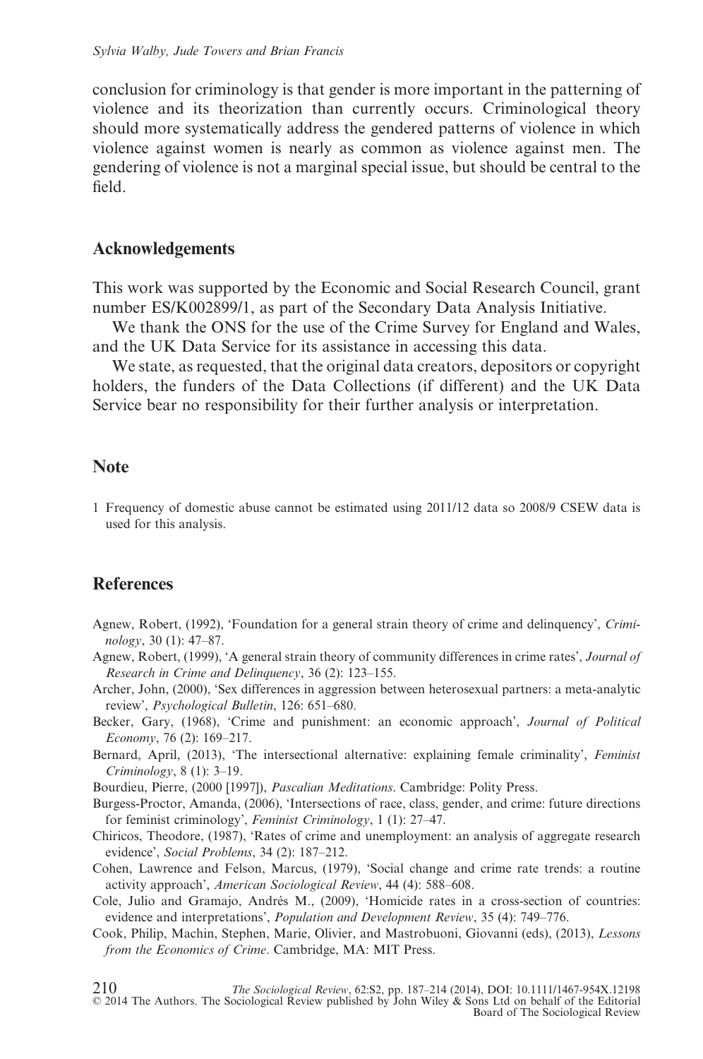conclusion for criminology is that gender is more important in the patterning of violence and its theorization than currently occurs. Criminological theory should more systematically address the gendered patterns of violence in which violence against women is nearly as common as violence against men. The gendering of violence is not a marginal special issue, but should be central to the field.

## Acknowledgements

This work was supported by the Economic and Social Research Council, grant number ES/K002899/1, as part of the Secondary Data Analysis Initiative.

We thank the ONS for the use of the Crime Survey for England and Wales, and the UK Data Service for its assistance in accessing this data.

We state, as requested, that the original data creators, depositors or copyright holders, the funders of the Data Collections (if different) and the UK Data Service bear no responsibility for their further analysis or interpretation.

## Note

1 Frequency of domestic abuse cannot be estimated using 2011/12 data so 2008/9 CSEW data is used for this analysis.

## References

Agnew, Robert, (1992), 'Foundation for a general strain theory of crime and delinquency', *Criminology*, 30 (1): 47–87.

Agnew, Robert, (1999), 'A general strain theory of community differences in crime rates', *Journal of Research in Crime and Delinquency*, 36 (2): 123–155.

Archer, John, (2000), 'Sex differences in aggression between heterosexual partners: a meta-analytic review', *Psychological Bulletin*, 126: 651–680.

Becker, Gary, (1968), 'Crime and punishment: an economic approach', *Journal of Political Economy*, 76 (2): 169–217.

Bernard, April, (2013), 'The intersectional alternative: explaining female criminality', *Feminist Criminology*, 8 (1): 3–19.

Bourdieu, Pierre, (2000 [1997]), *Pascalian Meditations*. Cambridge: Polity Press.

Burgess-Proctor, Amanda, (2006), 'Intersections of race, class, gender, and crime: future directions for feminist criminology', *Feminist Criminology*, 1 (1): 27–47.

Chiricos, Theodore, (1987), 'Rates of crime and unemployment: an analysis of aggregate research evidence', *Social Problems*, 34 (2): 187–212.

Cohen, Lawrence and Felson, Marcus, (1979), 'Social change and crime rate trends: a routine activity approach', *American Sociological Review*, 44 (4): 588–608.

Cole, Julio and Gramajo, Andrés M., (2009), 'Homicide rates in a cross-section of countries: evidence and interpretations', *Population and Development Review*, 35 (4): 749–776.

Cook, Philip, Machin, Stephen, Marie, Olivier, and Mastrobuoni, Giovanni (eds), (2013), *Lessons from the Economics of Crime*. Cambridge, MA: MIT Press.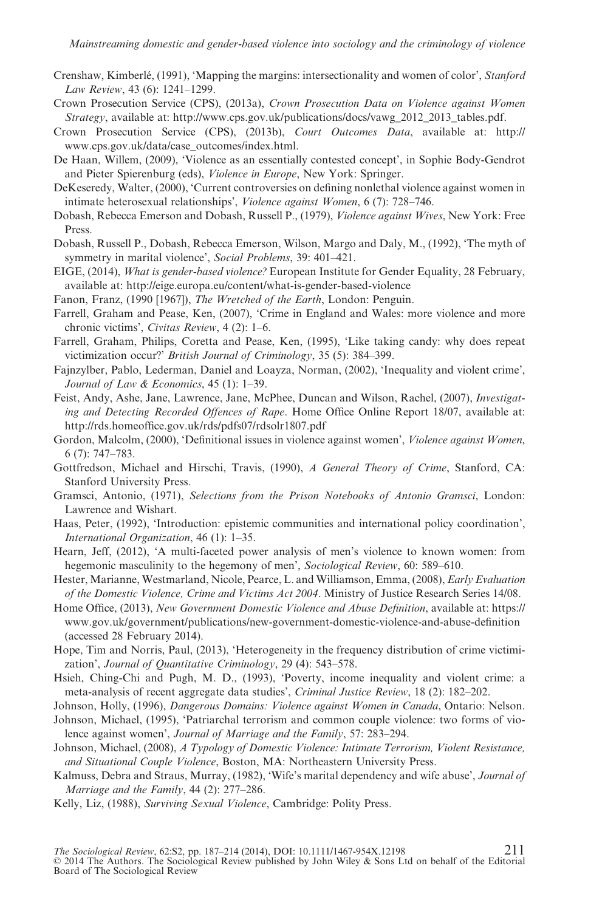Crenshaw, Kimberlé, (1991), 'Mapping the margins: intersectionality and women of color', *Stanford Law Review*, 43 (6): 1241–1299.

Crown Prosecution Service (CPS), (2013a), *Crown Prosecution Data on Violence against Women Strategy*, available at: http://www.cps.gov.uk/publications/docs/vawg_2012_2013_tables.pdf.

Crown Prosecution Service (CPS), (2013b), *Court Outcomes Data*, available at: http://www.cps.gov.uk/data/case_outcomes/index.html.

De Haan, Willem, (2009), 'Violence as an essentially contested concept', in Sophie Body-Gendrot and Pieter Spierenburg (eds), *Violence in Europe*, New York: Springer.

DeKeseredy, Walter, (2000), 'Current controversies on defining nonlethal violence against women in intimate heterosexual relationships', *Violence against Women*, 6 (7): 728–746.

Dobash, Rebecca Emerson and Dobash, Russell P., (1979), *Violence against Wives*, New York: Free Press.

Dobash, Russell P., Dobash, Rebecca Emerson, Wilson, Margo and Daly, M., (1992), 'The myth of symmetry in marital violence', *Social Problems*, 39: 401–421.

EIGE, (2014), *What is gender-based violence?* European Institute for Gender Equality, 28 February, available at: http://eige.europa.eu/content/what-is-gender-based-violence

Fanon, Franz, (1990 [1967]), *The Wretched of the Earth*, London: Penguin.

Farrell, Graham and Pease, Ken, (2007), 'Crime in England and Wales: more violence and more chronic victims', *Civitas Review*, 4 (2): 1–6.

Farrell, Graham, Philips, Coretta and Pease, Ken, (1995), 'Like taking candy: why does repeat victimization occur?' *British Journal of Criminology*, 35 (5): 384–399.

Fajnzylber, Pablo, Lederman, Daniel and Loayza, Norman, (2002), 'Inequality and violent crime', *Journal of Law & Economics*, 45 (1): 1–39.

Feist, Andy, Ashe, Jane, Lawrence, Jane, McPhee, Duncan and Wilson, Rachel, (2007), *Investigating and Detecting Recorded Offences of Rape*. Home Office Online Report 18/07, available at: http://rds.homeoffice.gov.uk/rds/pdfs07/rdsolr1807.pdf

Gordon, Malcolm, (2000), 'Definitional issues in violence against women', *Violence against Women*, 6 (7): 747–783.

Gottfredson, Michael and Hirschi, Travis, (1990), *A General Theory of Crime*, Stanford, CA: Stanford University Press.

Gramsci, Antonio, (1971), *Selections from the Prison Notebooks of Antonio Gramsci*, London: Lawrence and Wishart.

Haas, Peter, (1992), 'Introduction: epistemic communities and international policy coordination', *International Organization*, 46 (1): 1–35.

Hearn, Jeff, (2012), 'A multi-faceted power analysis of men's violence to known women: from hegemonic masculinity to the hegemony of men', *Sociological Review*, 60: 589–610.

Hester, Marianne, Westmarland, Nicole, Pearce, L. and Williamson, Emma, (2008), *Early Evaluation of the Domestic Violence, Crime and Victims Act 2004*. Ministry of Justice Research Series 14/08.

Home Office, (2013), *New Government Domestic Violence and Abuse Definition*, available at: https://www.gov.uk/government/publications/new-government-domestic-violence-and-abuse-definition (accessed 28 February 2014).

Hope, Tim and Norris, Paul, (2013), 'Heterogeneity in the frequency distribution of crime victimization', *Journal of Quantitative Criminology*, 29 (4): 543–578.

Hsieh, Ching-Chi and Pugh, M. D., (1993), 'Poverty, income inequality and violent crime: a meta-analysis of recent aggregate data studies', *Criminal Justice Review*, 18 (2): 182–202.

Johnson, Holly, (1996), *Dangerous Domains: Violence against Women in Canada*, Ontario: Nelson.

Johnson, Michael, (1995), 'Patriarchal terrorism and common couple violence: two forms of violence against women', *Journal of Marriage and the Family*, 57: 283–294.

Johnson, Michael, (2008), *A Typology of Domestic Violence: Intimate Terrorism, Violent Resistance, and Situational Couple Violence*, Boston, MA: Northeastern University Press.

Kalmuss, Debra and Straus, Murray, (1982), 'Wife's marital dependency and wife abuse', *Journal of Marriage and the Family*, 44 (2): 277–286.

Kelly, Liz, (1988), *Surviving Sexual Violence*, Cambridge: Polity Press.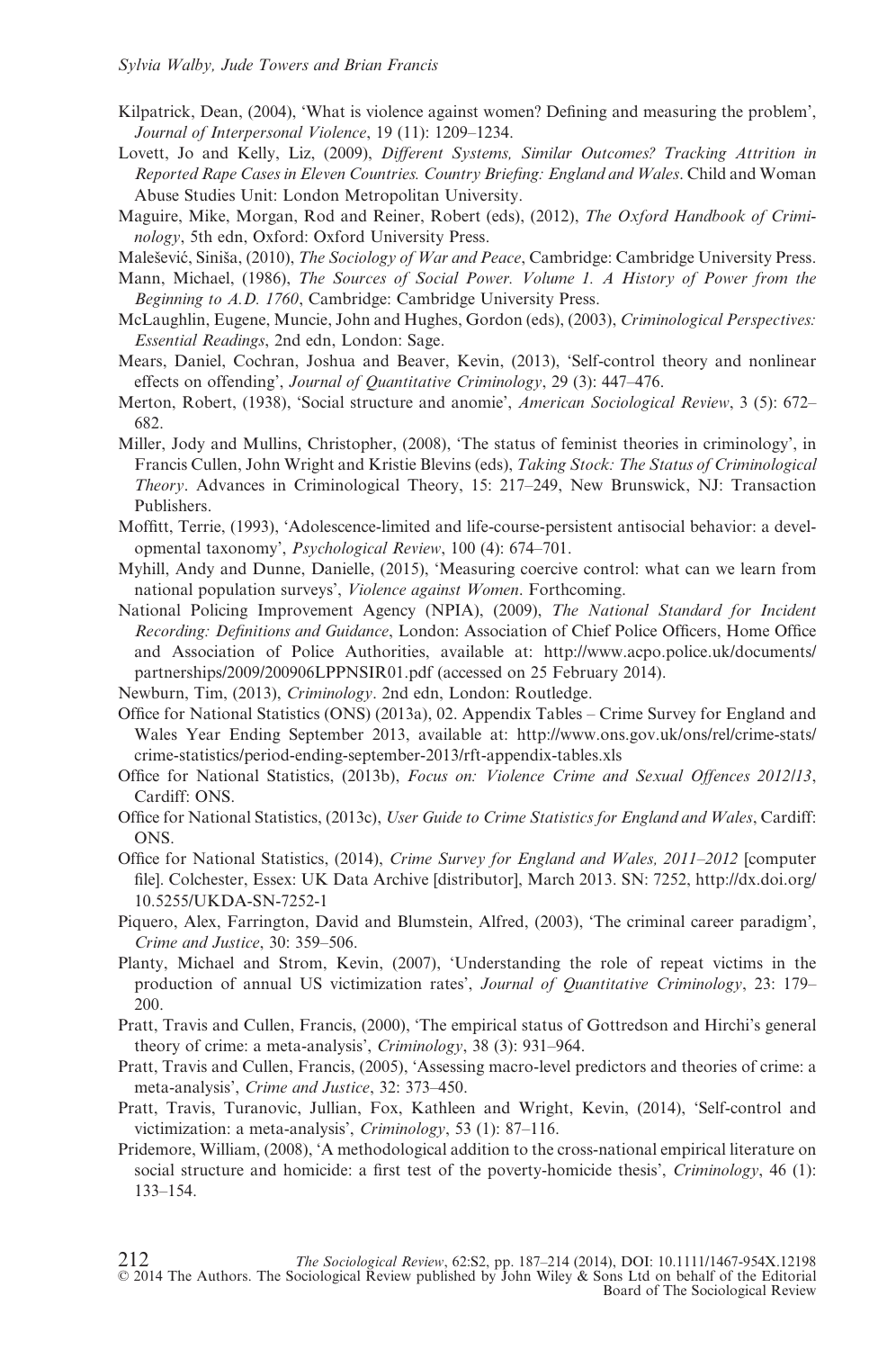Kilpatrick, Dean, (2004), 'What is violence against women? Defining and measuring the problem', *Journal of Interpersonal Violence*, 19 (11): 1209–1234.

Lovett, Jo and Kelly, Liz, (2009), *Different Systems, Similar Outcomes? Tracking Attrition in Reported Rape Cases in Eleven Countries. Country Briefing: England and Wales*. Child and Woman Abuse Studies Unit: London Metropolitan University.

Maguire, Mike, Morgan, Rod and Reiner, Robert (eds), (2012), *The Oxford Handbook of Criminology*, 5th edn, Oxford: Oxford University Press.

Malešević, Siniša, (2010), *The Sociology of War and Peace*, Cambridge: Cambridge University Press.

Mann, Michael, (1986), *The Sources of Social Power. Volume 1. A History of Power from the Beginning to A.D. 1760*, Cambridge: Cambridge University Press.

McLaughlin, Eugene, Muncie, John and Hughes, Gordon (eds), (2003), *Criminological Perspectives: Essential Readings*, 2nd edn, London: Sage.

Mears, Daniel, Cochran, Joshua and Beaver, Kevin, (2013), 'Self-control theory and nonlinear effects on offending', *Journal of Quantitative Criminology*, 29 (3): 447–476.

Merton, Robert, (1938), 'Social structure and anomie', *American Sociological Review*, 3 (5): 672–682.

Miller, Jody and Mullins, Christopher, (2008), 'The status of feminist theories in criminology', in Francis Cullen, John Wright and Kristie Blevins (eds), *Taking Stock: The Status of Criminological Theory*. Advances in Criminological Theory, 15: 217–249, New Brunswick, NJ: Transaction Publishers.

Moffitt, Terrie, (1993), 'Adolescence-limited and life-course-persistent antisocial behavior: a developmental taxonomy', *Psychological Review*, 100 (4): 674–701.

Myhill, Andy and Dunne, Danielle, (2015), 'Measuring coercive control: what can we learn from national population surveys', *Violence against Women*. Forthcoming.

National Policing Improvement Agency (NPIA), (2009), *The National Standard for Incident Recording: Definitions and Guidance*, London: Association of Chief Police Officers, Home Office and Association of Police Authorities, available at: http://www.acpo.police.uk/documents/partnerships/2009/200906LPPNSIR01.pdf (accessed on 25 February 2014).

Newburn, Tim, (2013), *Criminology*. 2nd edn, London: Routledge.

Office for National Statistics (ONS) (2013a), 02. Appendix Tables – Crime Survey for England and Wales Year Ending September 2013, available at: http://www.ons.gov.uk/ons/rel/crime-stats/crime-statistics/period-ending-september-2013/rft-appendix-tables.xls

Office for National Statistics, (2013b), *Focus on: Violence Crime and Sexual Offences 2012/13*, Cardiff: ONS.

Office for National Statistics, (2013c), *User Guide to Crime Statistics for England and Wales*, Cardiff: ONS.

Office for National Statistics, (2014), *Crime Survey for England and Wales, 2011–2012* [computer file]. Colchester, Essex: UK Data Archive [distributor], March 2013. SN: 7252, http://dx.doi.org/10.5255/UKDA-SN-7252-1

Piquero, Alex, Farrington, David and Blumstein, Alfred, (2003), 'The criminal career paradigm', *Crime and Justice*, 30: 359–506.

Planty, Michael and Strom, Kevin, (2007), 'Understanding the role of repeat victims in the production of annual US victimization rates', *Journal of Quantitative Criminology*, 23: 179–200.

Pratt, Travis and Cullen, Francis, (2000), 'The empirical status of Gottredson and Hirchi's general theory of crime: a meta-analysis', *Criminology*, 38 (3): 931–964.

Pratt, Travis and Cullen, Francis, (2005), 'Assessing macro-level predictors and theories of crime: a meta-analysis', *Crime and Justice*, 32: 373–450.

Pratt, Travis, Turanovic, Jullian, Fox, Kathleen and Wright, Kevin, (2014), 'Self-control and victimization: a meta-analysis', *Criminology*, 53 (1): 87–116.

Pridemore, William, (2008), 'A methodological addition to the cross-national empirical literature on social structure and homicide: a first test of the poverty-homicide thesis', *Criminology*, 46 (1): 133–154.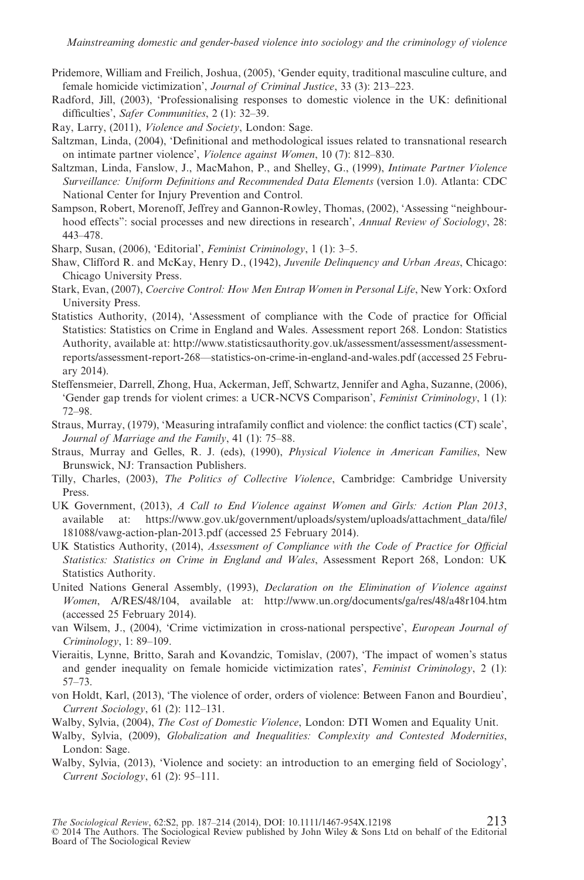Pridemore, William and Freilich, Joshua, (2005), 'Gender equity, traditional masculine culture, and female homicide victimization', *Journal of Criminal Justice*, 33 (3): 213–223.

Radford, Jill, (2003), 'Professionalising responses to domestic violence in the UK: definitional difficulties', *Safer Communities*, 2 (1): 32–39.

Ray, Larry, (2011), *Violence and Society*, London: Sage.

Saltzman, Linda, (2004), 'Definitional and methodological issues related to transnational research on intimate partner violence', *Violence against Women*, 10 (7): 812–830.

Saltzman, Linda, Fanslow, J., MacMahon, P., and Shelley, G., (1999), *Intimate Partner Violence Surveillance: Uniform Definitions and Recommended Data Elements* (version 1.0). Atlanta: CDC National Center for Injury Prevention and Control.

Sampson, Robert, Morenoff, Jeffrey and Gannon-Rowley, Thomas, (2002), 'Assessing "neighbourhood effects": social processes and new directions in research', *Annual Review of Sociology*, 28: 443–478.

Sharp, Susan, (2006), 'Editorial', *Feminist Criminology*, 1 (1): 3–5.

Shaw, Clifford R. and McKay, Henry D., (1942), *Juvenile Delinquency and Urban Areas*, Chicago: Chicago University Press.

Stark, Evan, (2007), *Coercive Control: How Men Entrap Women in Personal Life*, New York: Oxford University Press.

Statistics Authority, (2014), 'Assessment of compliance with the Code of practice for Official Statistics: Statistics on Crime in England and Wales. Assessment report 268. London: Statistics Authority, available at: http://www.statisticsauthority.gov.uk/assessment/assessment/assessment-reports/assessment-report-268—statistics-on-crime-in-england-and-wales.pdf (accessed 25 February 2014).

Steffensmeier, Darrell, Zhong, Hua, Ackerman, Jeff, Schwartz, Jennifer and Agha, Suzanne, (2006), 'Gender gap trends for violent crimes: a UCR-NCVS Comparison', *Feminist Criminology*, 1 (1): 72–98.

Straus, Murray, (1979), 'Measuring intrafamily conflict and violence: the conflict tactics (CT) scale', *Journal of Marriage and the Family*, 41 (1): 75–88.

Straus, Murray and Gelles, R. J. (eds), (1990), *Physical Violence in American Families*, New Brunswick, NJ: Transaction Publishers.

Tilly, Charles, (2003), *The Politics of Collective Violence*, Cambridge: Cambridge University Press.

UK Government, (2013), *A Call to End Violence against Women and Girls: Action Plan 2013*, available at: https://www.gov.uk/government/uploads/system/uploads/attachment_data/file/181088/vawg-action-plan-2013.pdf (accessed 25 February 2014).

UK Statistics Authority, (2014), *Assessment of Compliance with the Code of Practice for Official Statistics: Statistics on Crime in England and Wales*, Assessment Report 268, London: UK Statistics Authority.

United Nations General Assembly, (1993), *Declaration on the Elimination of Violence against Women*, A/RES/48/104, available at: http://www.un.org/documents/ga/res/48/a48r104.htm (accessed 25 February 2014).

van Wilsem, J., (2004), 'Crime victimization in cross-national perspective', *European Journal of Criminology*, 1: 89–109.

Vieraitis, Lynne, Britto, Sarah and Kovandzic, Tomislav, (2007), 'The impact of women's status and gender inequality on female homicide victimization rates', *Feminist Criminology*, 2 (1): 57–73.

von Holdt, Karl, (2013), 'The violence of order, orders of violence: Between Fanon and Bourdieu', *Current Sociology*, 61 (2): 112–131.

Walby, Sylvia, (2004), *The Cost of Domestic Violence*, London: DTI Women and Equality Unit.

Walby, Sylvia, (2009), *Globalization and Inequalities: Complexity and Contested Modernities*, London: Sage.

Walby, Sylvia, (2013), 'Violence and society: an introduction to an emerging field of Sociology', *Current Sociology*, 61 (2): 95–111.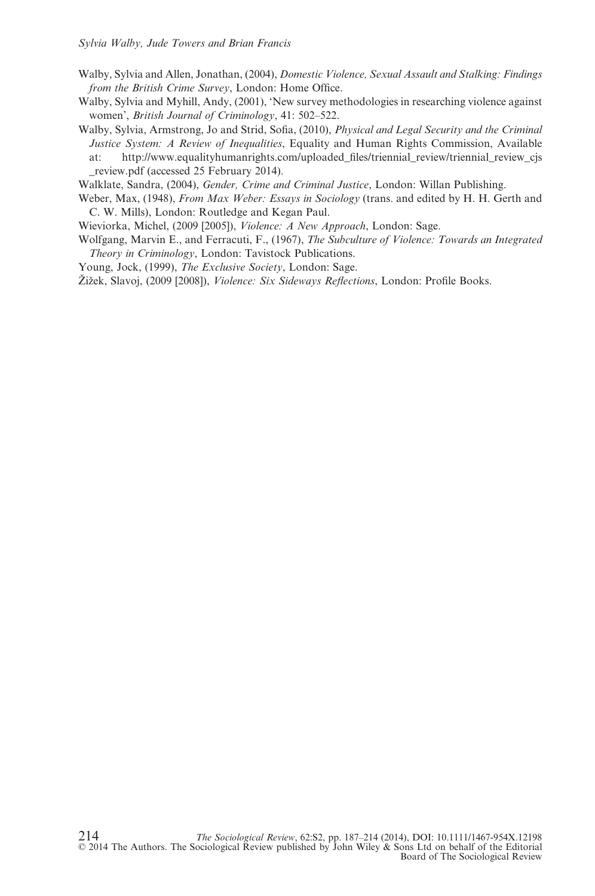Walby, Sylvia and Allen, Jonathan, (2004), *Domestic Violence, Sexual Assault and Stalking: Findings from the British Crime Survey*, London: Home Office.

Walby, Sylvia and Myhill, Andy, (2001), 'New survey methodologies in researching violence against women', *British Journal of Criminology*, 41: 502–522.

Walby, Sylvia, Armstrong, Jo and Strid, Sofia, (2010), *Physical and Legal Security and the Criminal Justice System: A Review of Inequalities*, Equality and Human Rights Commission, Available at: http://www.equalityhumanrights.com/uploaded_files/triennial_review/triennial_review_cjs_review.pdf (accessed 25 February 2014).

Walklate, Sandra, (2004), *Gender, Crime and Criminal Justice*, London: Willan Publishing.

Weber, Max, (1948), *From Max Weber: Essays in Sociology* (trans. and edited by H. H. Gerth and C. W. Mills), London: Routledge and Kegan Paul.

Wieviorka, Michel, (2009 [2005]), *Violence: A New Approach*, London: Sage.

Wolfgang, Marvin E., and Ferracuti, F., (1967), *The Subculture of Violence: Towards an Integrated Theory in Criminology*, London: Tavistock Publications.

Young, Jock, (1999), *The Exclusive Society*, London: Sage.

Žižek, Slavoj, (2009 [2008]), *Violence: Six Sideways Reflections*, London: Profile Books.

© 2014 The Authors. The Sociological Review published by John Wiley & Sons Ltd on behalf of the Editorial Board of The Sociological Review